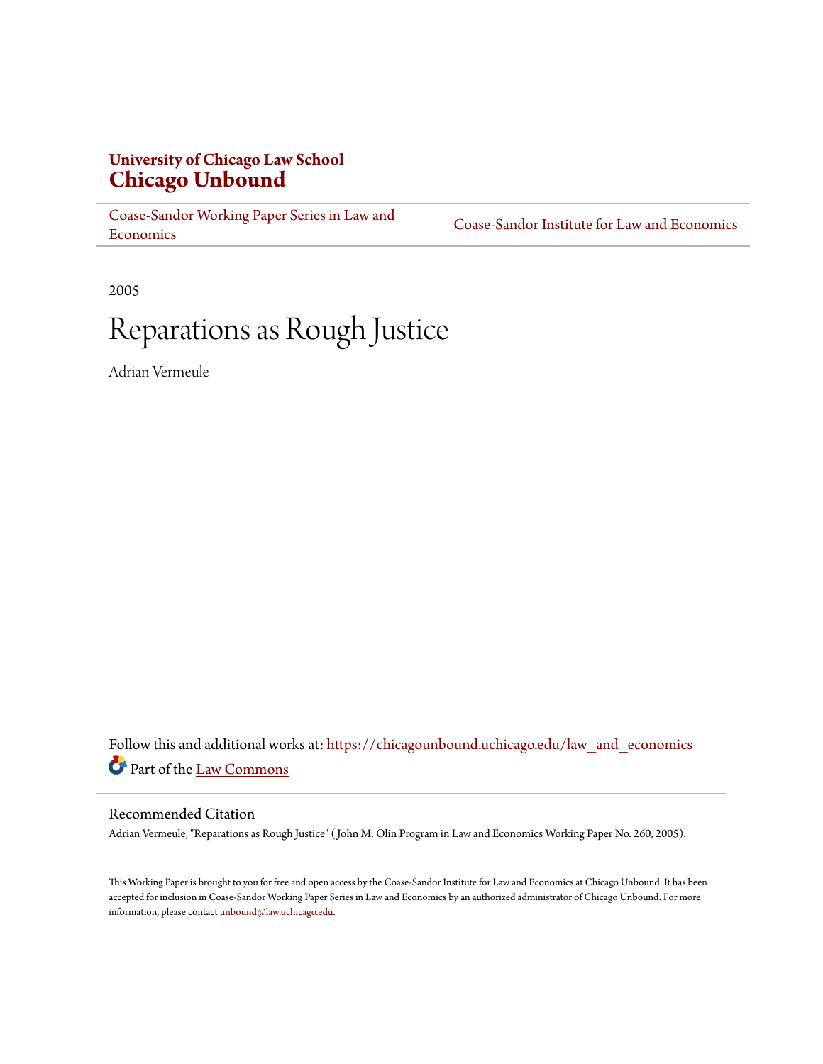**University of Chicago Law School**
**Chicago Unbound**

Coase-Sandor Working Paper Series in Law and Economics | Coase-Sandor Institute for Law and Economics

2005

# Reparations as Rough Justice

Adrian Vermeule

Follow this and additional works at: https://chicagounbound.uchicago.edu/law_and_economics

Part of the Law Commons

## Recommended Citation

Adrian Vermeule, "Reparations as Rough Justice" ( John M. Olin Program in Law and Economics Working Paper No. 260, 2005).

This Working Paper is brought to you for free and open access by the Coase-Sandor Institute for Law and Economics at Chicago Unbound. It has been accepted for inclusion in Coase-Sandor Working Paper Series in Law and Economics by an authorized administrator of Chicago Unbound. For more information, please contact unbound@law.uchicago.edu.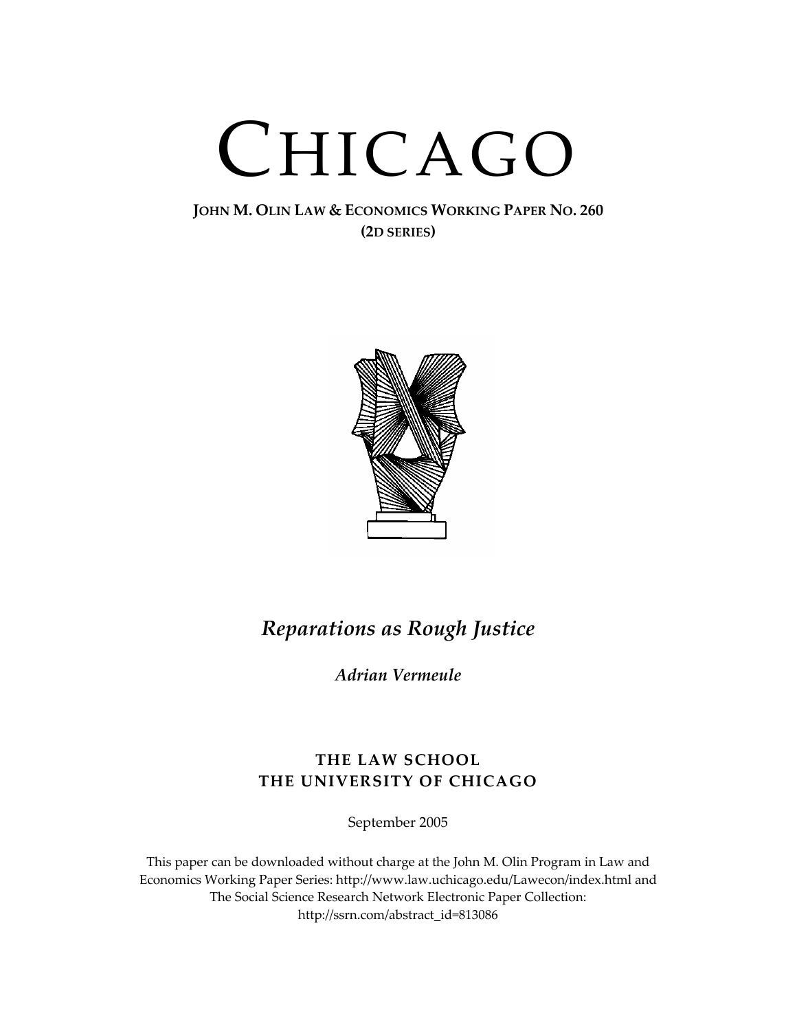# CHICAGO

**JOHN M. OLIN LAW & ECONOMICS WORKING PAPER NO. 260**
**(2D SERIES)**

*Reparations as Rough Justice*

*Adrian Vermeule*

**THE LAW SCHOOL**
**THE UNIVERSITY OF CHICAGO**

September 2005

This paper can be downloaded without charge at the John M. Olin Program in Law and Economics Working Paper Series: http://www.law.uchicago.edu/Lawecon/index.html and The Social Science Research Network Electronic Paper Collection: http://ssrn.com/abstract_id=813086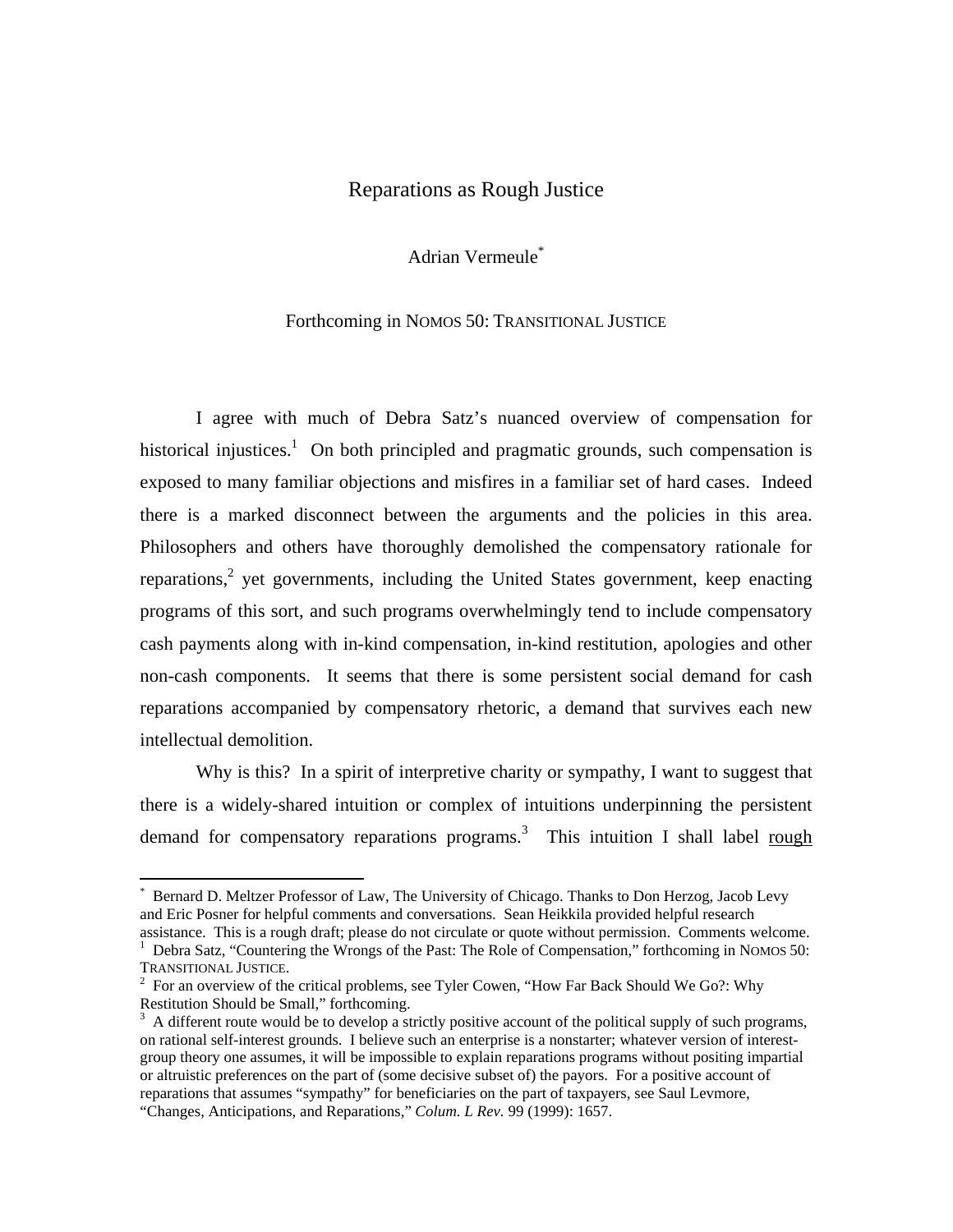# Reparations as Rough Justice

Adrian Vermeule[*]

Forthcoming in NOMOS 50: TRANSITIONAL JUSTICE

I agree with much of Debra Satz's nuanced overview of compensation for historical injustices.[1] On both principled and pragmatic grounds, such compensation is exposed to many familiar objections and misfires in a familiar set of hard cases. Indeed there is a marked disconnect between the arguments and the policies in this area. Philosophers and others have thoroughly demolished the compensatory rationale for reparations,[2] yet governments, including the United States government, keep enacting programs of this sort, and such programs overwhelmingly tend to include compensatory cash payments along with in-kind compensation, in-kind restitution, apologies and other non-cash components. It seems that there is some persistent social demand for cash reparations accompanied by compensatory rhetoric, a demand that survives each new intellectual demolition.

Why is this? In a spirit of interpretive charity or sympathy, I want to suggest that there is a widely-shared intuition or complex of intuitions underpinning the persistent demand for compensatory reparations programs.[3] This intuition I shall label <u>rough</u>

---

[*] Bernard D. Meltzer Professor of Law, The University of Chicago. Thanks to Don Herzog, Jacob Levy and Eric Posner for helpful comments and conversations. Sean Heikkila provided helpful research assistance. This is a rough draft; please do not circulate or quote without permission. Comments welcome.

[1] Debra Satz, "Countering the Wrongs of the Past: The Role of Compensation," forthcoming in NOMOS 50: TRANSITIONAL JUSTICE.

[2] For an overview of the critical problems, see Tyler Cowen, "How Far Back Should We Go?: Why Restitution Should be Small," forthcoming.

[3] A different route would be to develop a strictly positive account of the political supply of such programs, on rational self-interest grounds. I believe such an enterprise is a nonstarter; whatever version of interest-group theory one assumes, it will be impossible to explain reparations programs without positing impartial or altruistic preferences on the part of (some decisive subset of) the payors. For a positive account of reparations that assumes "sympathy" for beneficiaries on the part of taxpayers, see Saul Levmore, "Changes, Anticipations, and Reparations," *Colum. L Rev*. 99 (1999): 1657.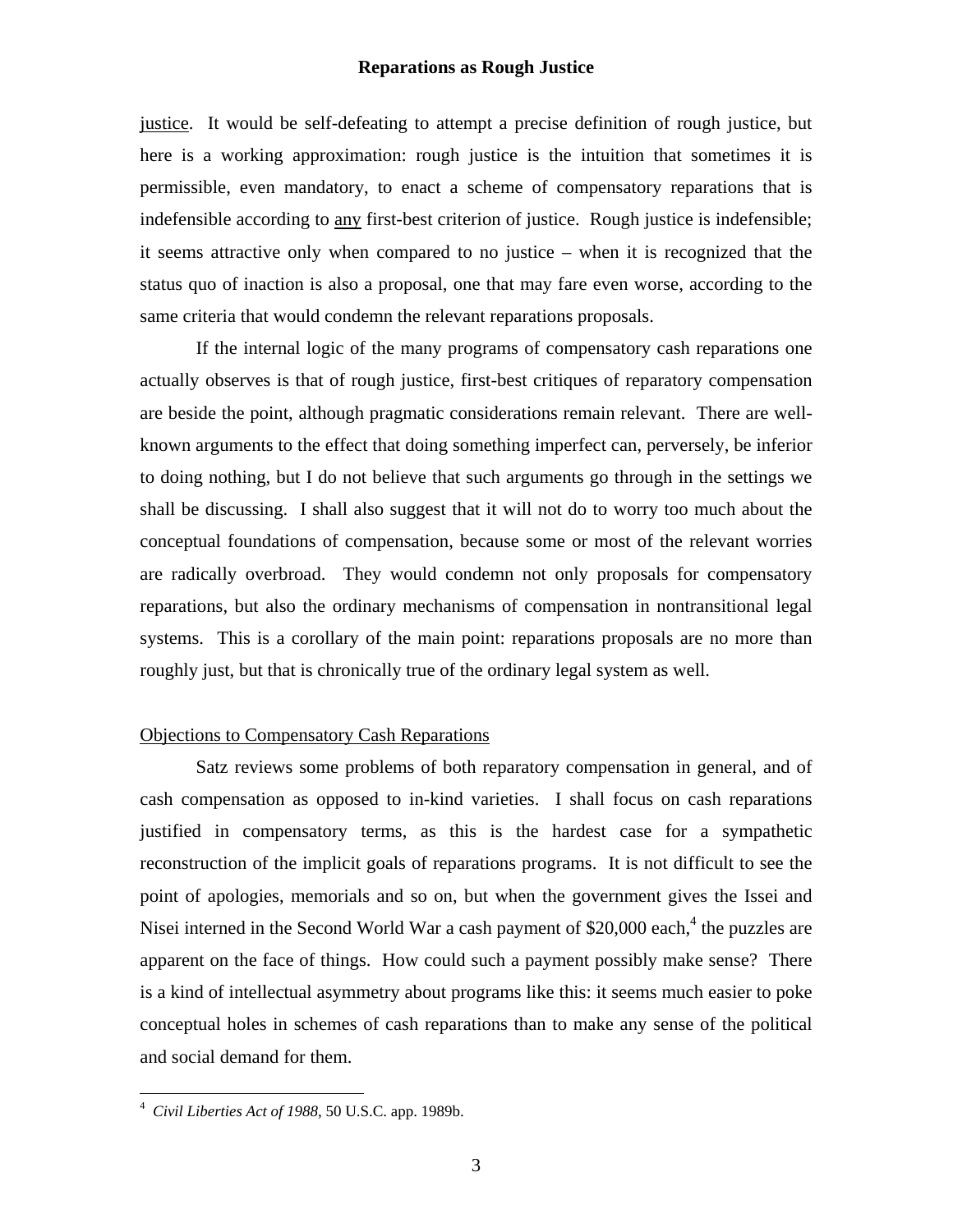justice. It would be self-defeating to attempt a precise definition of rough justice, but here is a working approximation: rough justice is the intuition that sometimes it is permissible, even mandatory, to enact a scheme of compensatory reparations that is indefensible according to any first-best criterion of justice. Rough justice is indefensible; it seems attractive only when compared to no justice – when it is recognized that the status quo of inaction is also a proposal, one that may fare even worse, according to the same criteria that would condemn the relevant reparations proposals.

If the internal logic of the many programs of compensatory cash reparations one actually observes is that of rough justice, first-best critiques of reparatory compensation are beside the point, although pragmatic considerations remain relevant. There are well-known arguments to the effect that doing something imperfect can, perversely, be inferior to doing nothing, but I do not believe that such arguments go through in the settings we shall be discussing. I shall also suggest that it will not do to worry too much about the conceptual foundations of compensation, because some or most of the relevant worries are radically overbroad. They would condemn not only proposals for compensatory reparations, but also the ordinary mechanisms of compensation in nontransitional legal systems. This is a corollary of the main point: reparations proposals are no more than roughly just, but that is chronically true of the ordinary legal system as well.

## Objections to Compensatory Cash Reparations

Satz reviews some problems of both reparatory compensation in general, and of cash compensation as opposed to in-kind varieties. I shall focus on cash reparations justified in compensatory terms, as this is the hardest case for a sympathetic reconstruction of the implicit goals of reparations programs. It is not difficult to see the point of apologies, memorials and so on, but when the government gives the Issei and Nisei interned in the Second World War a cash payment of $20,000 each,[4] the puzzles are apparent on the face of things. How could such a payment possibly make sense? There is a kind of intellectual asymmetry about programs like this: it seems much easier to poke conceptual holes in schemes of cash reparations than to make any sense of the political and social demand for them.

[4] *Civil Liberties Act of 1988*, 50 U.S.C. app. 1989b.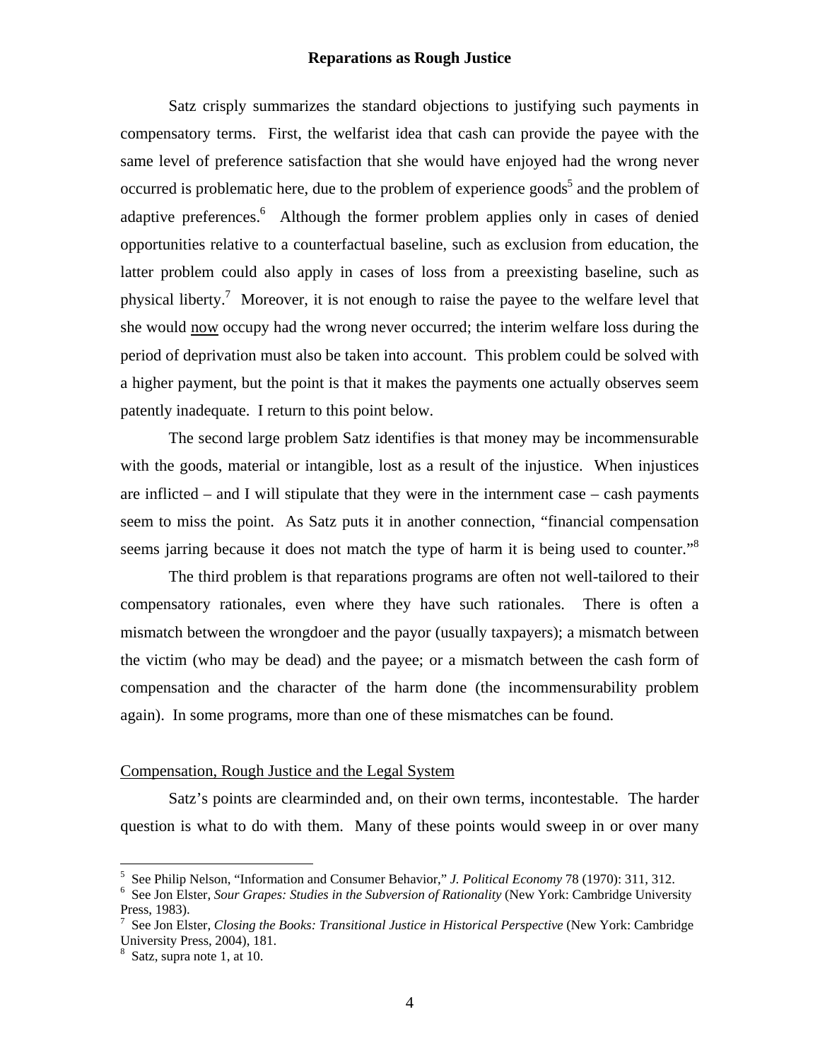Satz crisply summarizes the standard objections to justifying such payments in compensatory terms. First, the welfarist idea that cash can provide the payee with the same level of preference satisfaction that she would have enjoyed had the wrong never occurred is problematic here, due to the problem of experience goods[5] and the problem of adaptive preferences.[6] Although the former problem applies only in cases of denied opportunities relative to a counterfactual baseline, such as exclusion from education, the latter problem could also apply in cases of loss from a preexisting baseline, such as physical liberty.[7] Moreover, it is not enough to raise the payee to the welfare level that she would <u>now</u> occupy had the wrong never occurred; the interim welfare loss during the period of deprivation must also be taken into account. This problem could be solved with a higher payment, but the point is that it makes the payments one actually observes seem patently inadequate. I return to this point below.

The second large problem Satz identifies is that money may be incommensurable with the goods, material or intangible, lost as a result of the injustice. When injustices are inflicted – and I will stipulate that they were in the internment case – cash payments seem to miss the point. As Satz puts it in another connection, "financial compensation seems jarring because it does not match the type of harm it is being used to counter."[8]

The third problem is that reparations programs are often not well-tailored to their compensatory rationales, even where they have such rationales. There is often a mismatch between the wrongdoer and the payor (usually taxpayers); a mismatch between the victim (who may be dead) and the payee; or a mismatch between the cash form of compensation and the character of the harm done (the incommensurability problem again). In some programs, more than one of these mismatches can be found.

## <u>Compensation, Rough Justice and the Legal System</u>

Satz's points are clearminded and, on their own terms, incontestable. The harder question is what to do with them. Many of these points would sweep in or over many

---

[5] See Philip Nelson, "Information and Consumer Behavior," *J. Political Economy* 78 (1970): 311, 312.

[6] See Jon Elster, *Sour Grapes: Studies in the Subversion of Rationality* (New York: Cambridge University Press, 1983).

[7] See Jon Elster, *Closing the Books: Transitional Justice in Historical Perspective* (New York: Cambridge University Press, 2004), 181.

[8] Satz, supra note 1, at 10.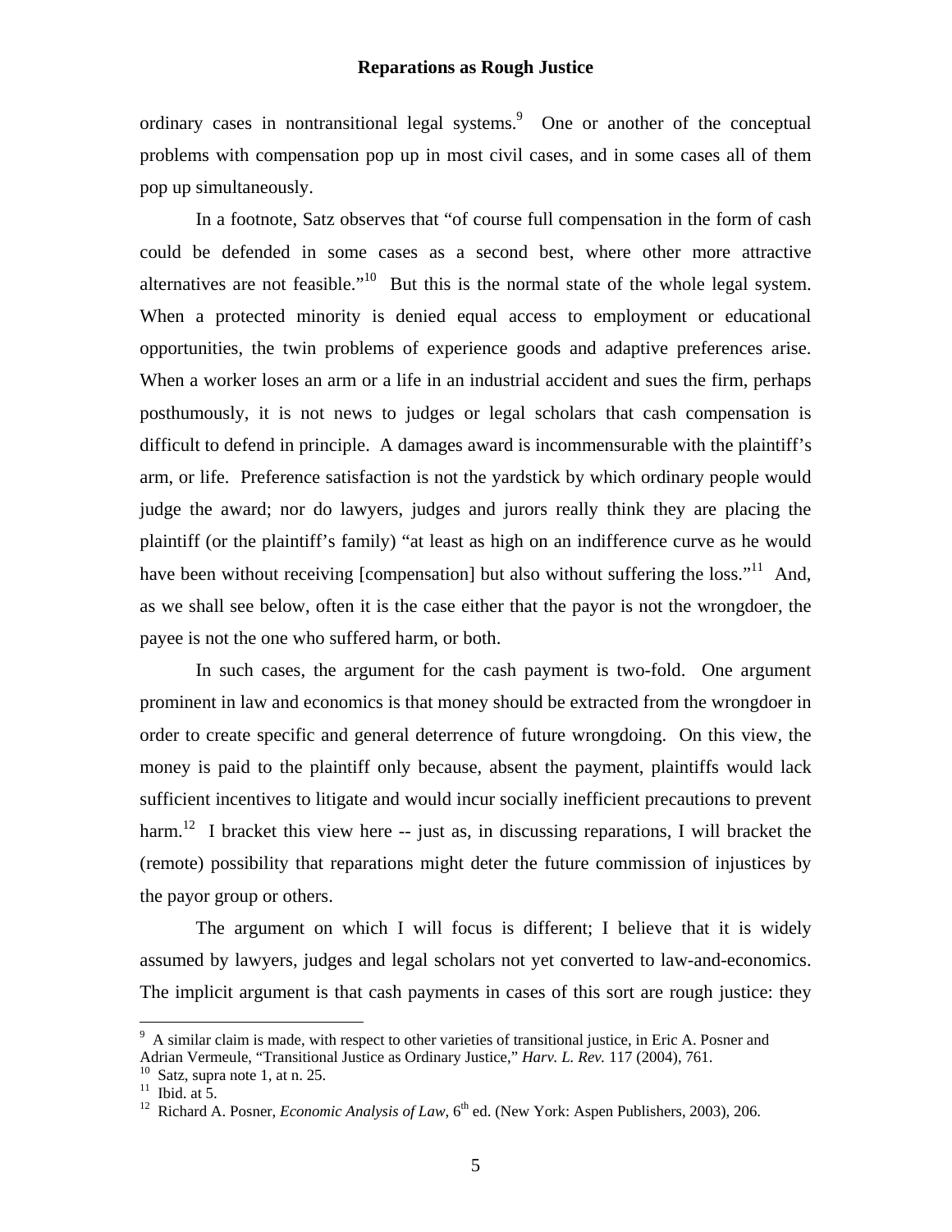ordinary cases in nontransitional legal systems.[9] One or another of the conceptual problems with compensation pop up in most civil cases, and in some cases all of them pop up simultaneously.

In a footnote, Satz observes that "of course full compensation in the form of cash could be defended in some cases as a second best, where other more attractive alternatives are not feasible."[10] But this is the normal state of the whole legal system. When a protected minority is denied equal access to employment or educational opportunities, the twin problems of experience goods and adaptive preferences arise. When a worker loses an arm or a life in an industrial accident and sues the firm, perhaps posthumously, it is not news to judges or legal scholars that cash compensation is difficult to defend in principle. A damages award is incommensurable with the plaintiff's arm, or life. Preference satisfaction is not the yardstick by which ordinary people would judge the award; nor do lawyers, judges and jurors really think they are placing the plaintiff (or the plaintiff's family) "at least as high on an indifference curve as he would have been without receiving [compensation] but also without suffering the loss."[11] And, as we shall see below, often it is the case either that the payor is not the wrongdoer, the payee is not the one who suffered harm, or both.

In such cases, the argument for the cash payment is two-fold. One argument prominent in law and economics is that money should be extracted from the wrongdoer in order to create specific and general deterrence of future wrongdoing. On this view, the money is paid to the plaintiff only because, absent the payment, plaintiffs would lack sufficient incentives to litigate and would incur socially inefficient precautions to prevent harm.[12] I bracket this view here -- just as, in discussing reparations, I will bracket the (remote) possibility that reparations might deter the future commission of injustices by the payor group or others.

The argument on which I will focus is different; I believe that it is widely assumed by lawyers, judges and legal scholars not yet converted to law-and-economics. The implicit argument is that cash payments in cases of this sort are rough justice: they

---

[9] A similar claim is made, with respect to other varieties of transitional justice, in Eric A. Posner and Adrian Vermeule, "Transitional Justice as Ordinary Justice," *Harv. L. Rev.* 117 (2004), 761.

[10] Satz, supra note 1, at n. 25.

[11] Ibid. at 5.

[12] Richard A. Posner, *Economic Analysis of Law*, 6th ed. (New York: Aspen Publishers, 2003), 206.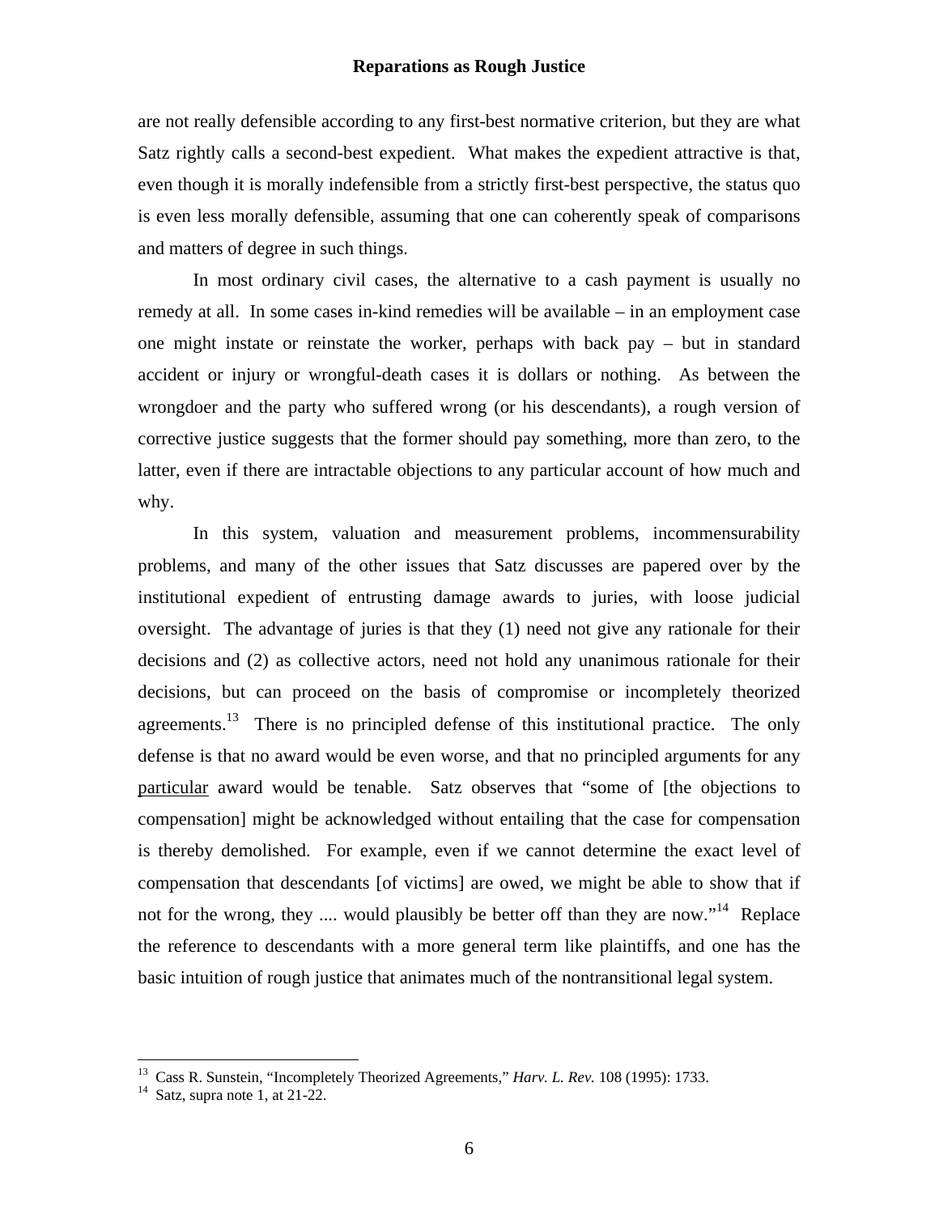are not really defensible according to any first-best normative criterion, but they are what Satz rightly calls a second-best expedient. What makes the expedient attractive is that, even though it is morally indefensible from a strictly first-best perspective, the status quo is even less morally defensible, assuming that one can coherently speak of comparisons and matters of degree in such things.

In most ordinary civil cases, the alternative to a cash payment is usually no remedy at all. In some cases in-kind remedies will be available – in an employment case one might instate or reinstate the worker, perhaps with back pay – but in standard accident or injury or wrongful-death cases it is dollars or nothing. As between the wrongdoer and the party who suffered wrong (or his descendants), a rough version of corrective justice suggests that the former should pay something, more than zero, to the latter, even if there are intractable objections to any particular account of how much and why.

In this system, valuation and measurement problems, incommensurability problems, and many of the other issues that Satz discusses are papered over by the institutional expedient of entrusting damage awards to juries, with loose judicial oversight. The advantage of juries is that they (1) need not give any rationale for their decisions and (2) as collective actors, need not hold any unanimous rationale for their decisions, but can proceed on the basis of compromise or incompletely theorized agreements.[13] There is no principled defense of this institutional practice. The only defense is that no award would be even worse, and that no principled arguments for any particular award would be tenable. Satz observes that "some of [the objections to compensation] might be acknowledged without entailing that the case for compensation is thereby demolished. For example, even if we cannot determine the exact level of compensation that descendants [of victims] are owed, we might be able to show that if not for the wrong, they .... would plausibly be better off than they are now."[14] Replace the reference to descendants with a more general term like plaintiffs, and one has the basic intuition of rough justice that animates much of the nontransitional legal system.

---

[13] Cass R. Sunstein, "Incompletely Theorized Agreements," *Harv. L. Rev.* 108 (1995): 1733.

[14] Satz, supra note 1, at 21-22.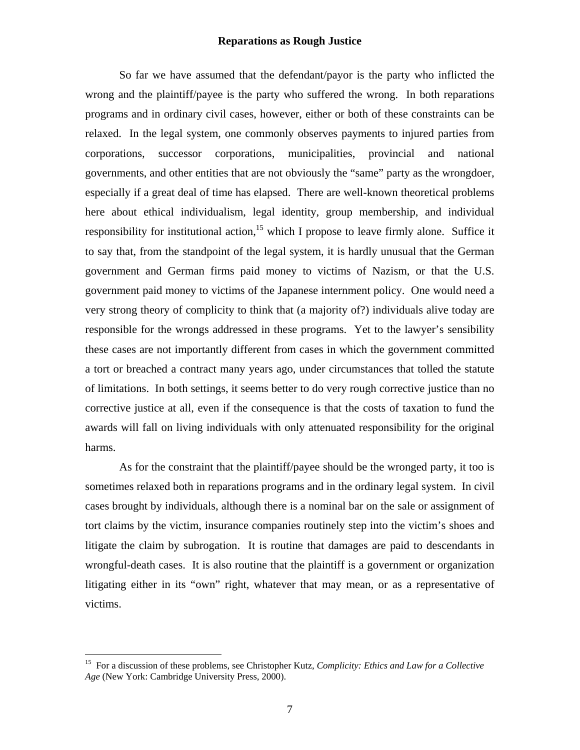So far we have assumed that the defendant/payor is the party who inflicted the wrong and the plaintiff/payee is the party who suffered the wrong. In both reparations programs and in ordinary civil cases, however, either or both of these constraints can be relaxed. In the legal system, one commonly observes payments to injured parties from corporations, successor corporations, municipalities, provincial and national governments, and other entities that are not obviously the "same" party as the wrongdoer, especially if a great deal of time has elapsed. There are well-known theoretical problems here about ethical individualism, legal identity, group membership, and individual responsibility for institutional action,[15] which I propose to leave firmly alone. Suffice it to say that, from the standpoint of the legal system, it is hardly unusual that the German government and German firms paid money to victims of Nazism, or that the U.S. government paid money to victims of the Japanese internment policy. One would need a very strong theory of complicity to think that (a majority of?) individuals alive today are responsible for the wrongs addressed in these programs. Yet to the lawyer's sensibility these cases are not importantly different from cases in which the government committed a tort or breached a contract many years ago, under circumstances that tolled the statute of limitations. In both settings, it seems better to do very rough corrective justice than no corrective justice at all, even if the consequence is that the costs of taxation to fund the awards will fall on living individuals with only attenuated responsibility for the original harms.

As for the constraint that the plaintiff/payee should be the wronged party, it too is sometimes relaxed both in reparations programs and in the ordinary legal system. In civil cases brought by individuals, although there is a nominal bar on the sale or assignment of tort claims by the victim, insurance companies routinely step into the victim's shoes and litigate the claim by subrogation. It is routine that damages are paid to descendants in wrongful-death cases. It is also routine that the plaintiff is a government or organization litigating either in its "own" right, whatever that may mean, or as a representative of victims.

[15] For a discussion of these problems, see Christopher Kutz, *Complicity: Ethics and Law for a Collective Age* (New York: Cambridge University Press, 2000).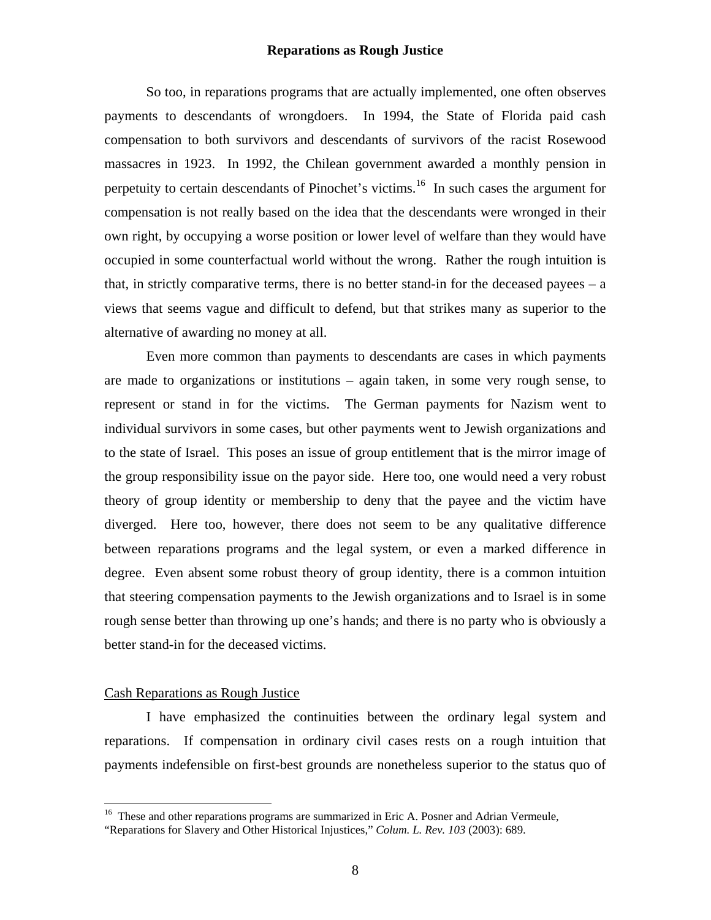So too, in reparations programs that are actually implemented, one often observes payments to descendants of wrongdoers. In 1994, the State of Florida paid cash compensation to both survivors and descendants of survivors of the racist Rosewood massacres in 1923. In 1992, the Chilean government awarded a monthly pension in perpetuity to certain descendants of Pinochet's victims.[16] In such cases the argument for compensation is not really based on the idea that the descendants were wronged in their own right, by occupying a worse position or lower level of welfare than they would have occupied in some counterfactual world without the wrong. Rather the rough intuition is that, in strictly comparative terms, there is no better stand-in for the deceased payees – a views that seems vague and difficult to defend, but that strikes many as superior to the alternative of awarding no money at all.

Even more common than payments to descendants are cases in which payments are made to organizations or institutions – again taken, in some very rough sense, to represent or stand in for the victims. The German payments for Nazism went to individual survivors in some cases, but other payments went to Jewish organizations and to the state of Israel. This poses an issue of group entitlement that is the mirror image of the group responsibility issue on the payor side. Here too, one would need a very robust theory of group identity or membership to deny that the payee and the victim have diverged. Here too, however, there does not seem to be any qualitative difference between reparations programs and the legal system, or even a marked difference in degree. Even absent some robust theory of group identity, there is a common intuition that steering compensation payments to the Jewish organizations and to Israel is in some rough sense better than throwing up one's hands; and there is no party who is obviously a better stand-in for the deceased victims.

## Cash Reparations as Rough Justice

I have emphasized the continuities between the ordinary legal system and reparations. If compensation in ordinary civil cases rests on a rough intuition that payments indefensible on first-best grounds are nonetheless superior to the status quo of

[16] These and other reparations programs are summarized in Eric A. Posner and Adrian Vermeule, "Reparations for Slavery and Other Historical Injustices," *Colum. L. Rev. 103* (2003): 689.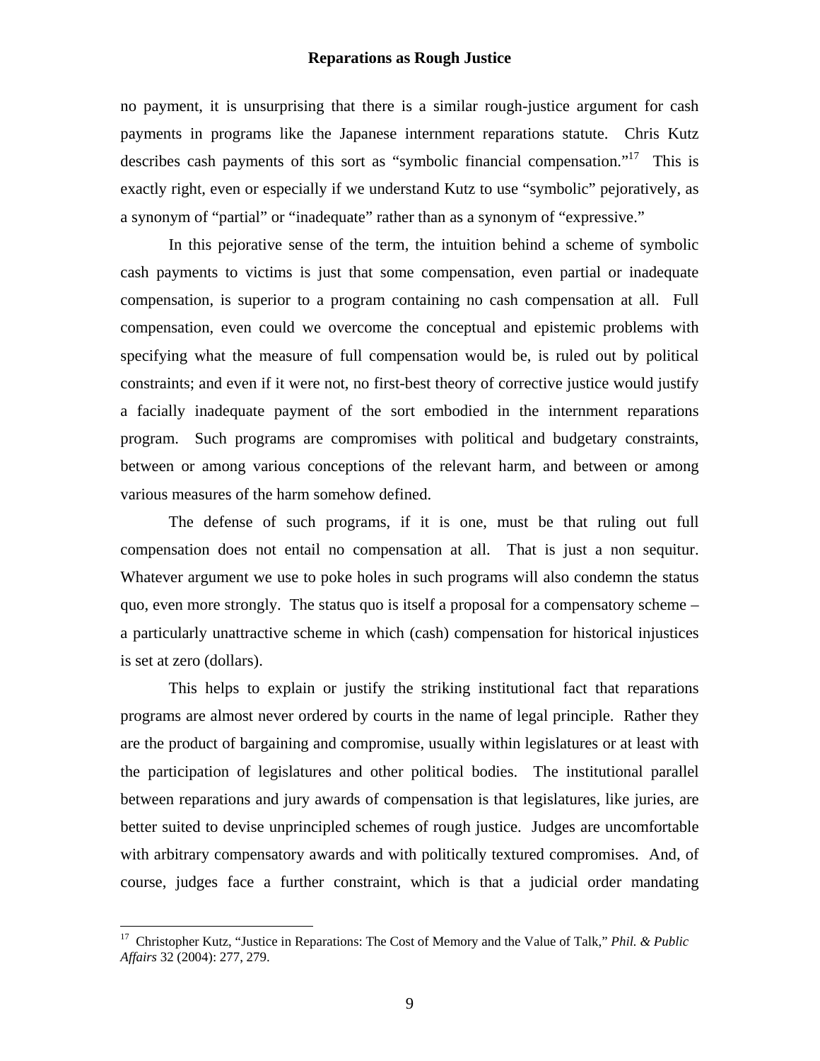no payment, it is unsurprising that there is a similar rough-justice argument for cash payments in programs like the Japanese internment reparations statute. Chris Kutz describes cash payments of this sort as "symbolic financial compensation."[17] This is exactly right, even or especially if we understand Kutz to use "symbolic" pejoratively, as a synonym of "partial" or "inadequate" rather than as a synonym of "expressive."

In this pejorative sense of the term, the intuition behind a scheme of symbolic cash payments to victims is just that some compensation, even partial or inadequate compensation, is superior to a program containing no cash compensation at all. Full compensation, even could we overcome the conceptual and epistemic problems with specifying what the measure of full compensation would be, is ruled out by political constraints; and even if it were not, no first-best theory of corrective justice would justify a facially inadequate payment of the sort embodied in the internment reparations program. Such programs are compromises with political and budgetary constraints, between or among various conceptions of the relevant harm, and between or among various measures of the harm somehow defined.

The defense of such programs, if it is one, must be that ruling out full compensation does not entail no compensation at all. That is just a non sequitur. Whatever argument we use to poke holes in such programs will also condemn the status quo, even more strongly. The status quo is itself a proposal for a compensatory scheme – a particularly unattractive scheme in which (cash) compensation for historical injustices is set at zero (dollars).

This helps to explain or justify the striking institutional fact that reparations programs are almost never ordered by courts in the name of legal principle. Rather they are the product of bargaining and compromise, usually within legislatures or at least with the participation of legislatures and other political bodies. The institutional parallel between reparations and jury awards of compensation is that legislatures, like juries, are better suited to devise unprincipled schemes of rough justice. Judges are uncomfortable with arbitrary compensatory awards and with politically textured compromises. And, of course, judges face a further constraint, which is that a judicial order mandating

---

[17] Christopher Kutz, "Justice in Reparations: The Cost of Memory and the Value of Talk," *Phil. & Public Affairs* 32 (2004): 277, 279.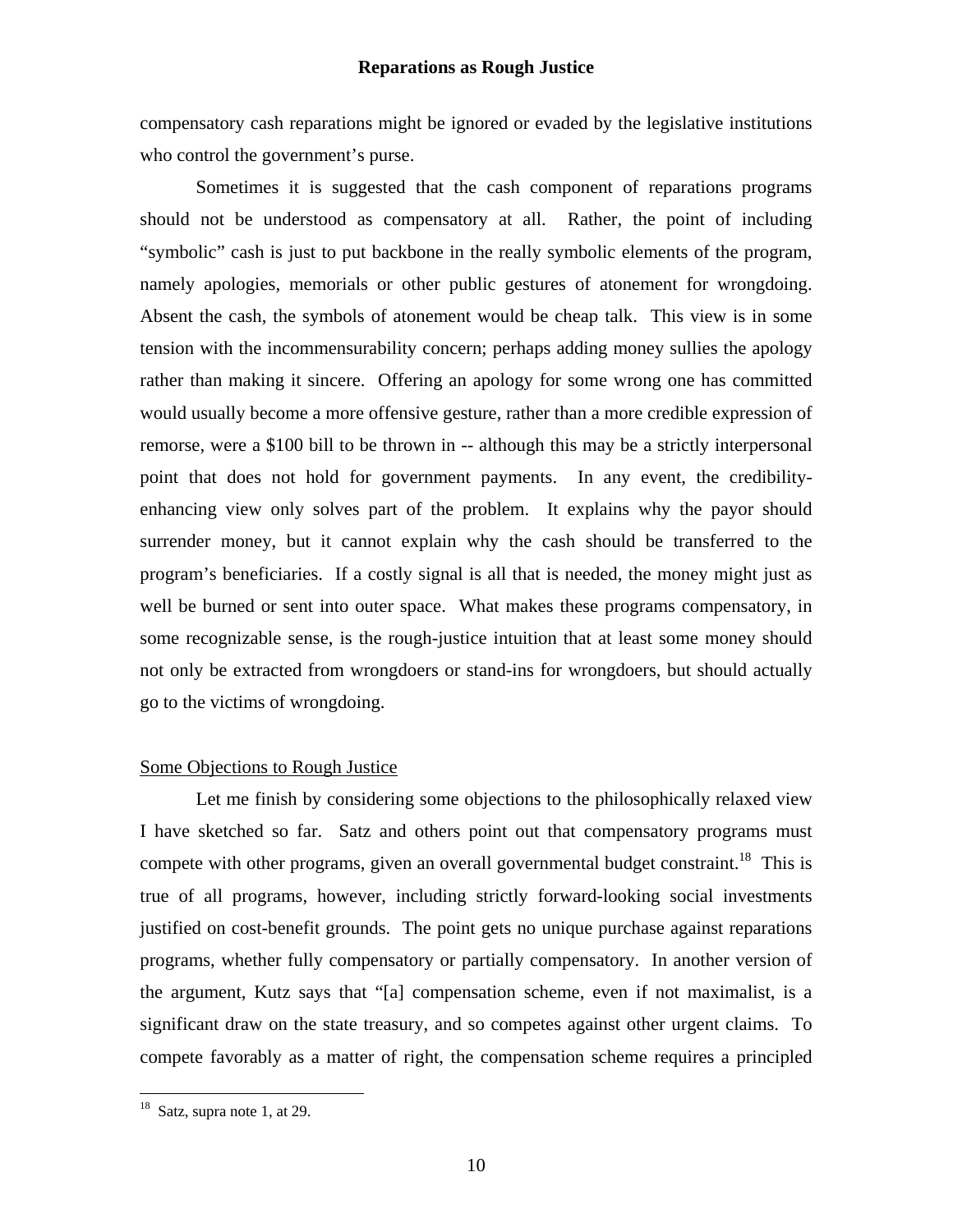compensatory cash reparations might be ignored or evaded by the legislative institutions who control the government's purse.

Sometimes it is suggested that the cash component of reparations programs should not be understood as compensatory at all. Rather, the point of including "symbolic" cash is just to put backbone in the really symbolic elements of the program, namely apologies, memorials or other public gestures of atonement for wrongdoing. Absent the cash, the symbols of atonement would be cheap talk. This view is in some tension with the incommensurability concern; perhaps adding money sullies the apology rather than making it sincere. Offering an apology for some wrong one has committed would usually become a more offensive gesture, rather than a more credible expression of remorse, were a $100 bill to be thrown in -- although this may be a strictly interpersonal point that does not hold for government payments. In any event, the credibility-enhancing view only solves part of the problem. It explains why the payor should surrender money, but it cannot explain why the cash should be transferred to the program's beneficiaries. If a costly signal is all that is needed, the money might just as well be burned or sent into outer space. What makes these programs compensatory, in some recognizable sense, is the rough-justice intuition that at least some money should not only be extracted from wrongdoers or stand-ins for wrongdoers, but should actually go to the victims of wrongdoing.

Some Objections to Rough Justice

Let me finish by considering some objections to the philosophically relaxed view I have sketched so far. Satz and others point out that compensatory programs must compete with other programs, given an overall governmental budget constraint.[18] This is true of all programs, however, including strictly forward-looking social investments justified on cost-benefit grounds. The point gets no unique purchase against reparations programs, whether fully compensatory or partially compensatory. In another version of the argument, Kutz says that "[a] compensation scheme, even if not maximalist, is a significant draw on the state treasury, and so competes against other urgent claims. To compete favorably as a matter of right, the compensation scheme requires a principled

[18] Satz, supra note 1, at 29.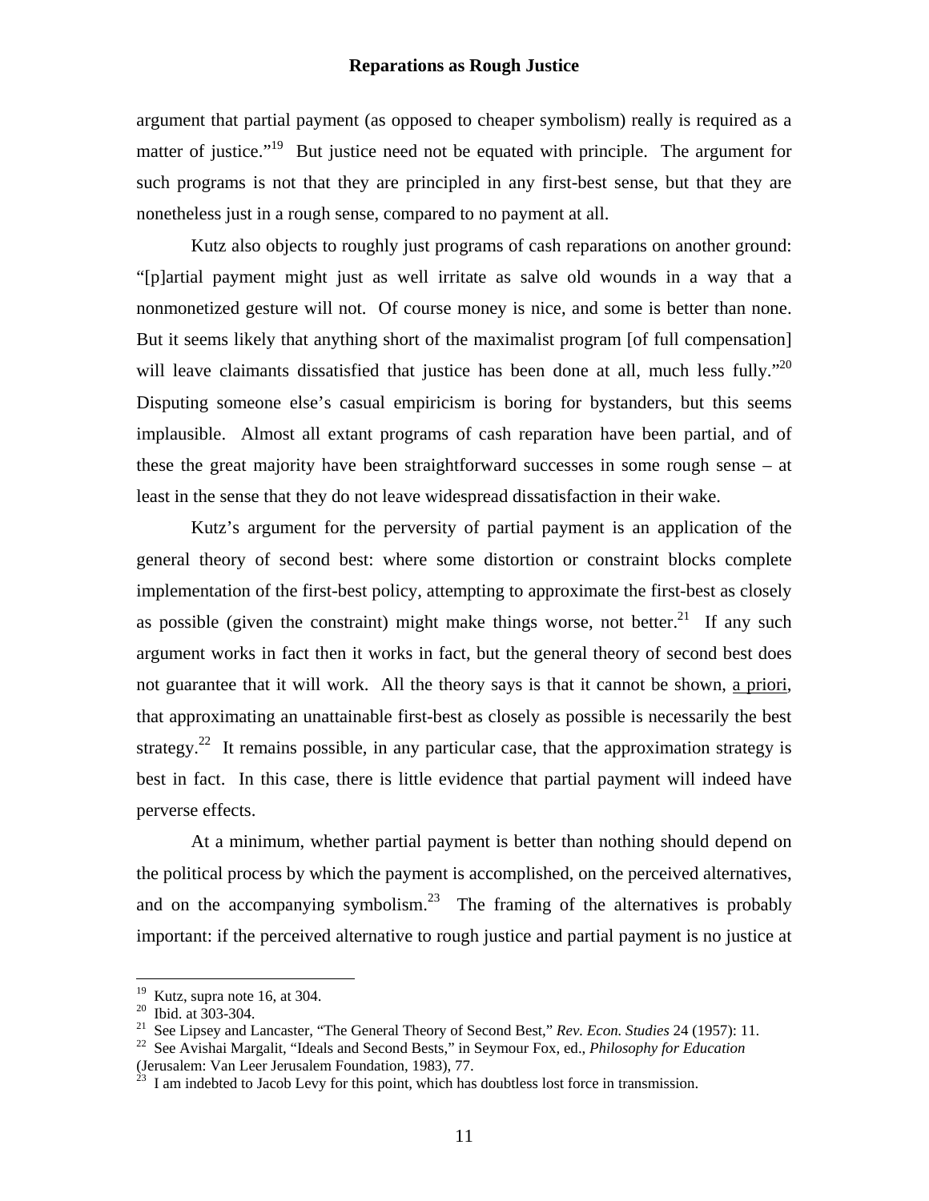argument that partial payment (as opposed to cheaper symbolism) really is required as a matter of justice."[19] But justice need not be equated with principle. The argument for such programs is not that they are principled in any first-best sense, but that they are nonetheless just in a rough sense, compared to no payment at all.

Kutz also objects to roughly just programs of cash reparations on another ground: "[p]artial payment might just as well irritate as salve old wounds in a way that a nonmonetized gesture will not. Of course money is nice, and some is better than none. But it seems likely that anything short of the maximalist program [of full compensation] will leave claimants dissatisfied that justice has been done at all, much less fully."[20] Disputing someone else's casual empiricism is boring for bystanders, but this seems implausible. Almost all extant programs of cash reparation have been partial, and of these the great majority have been straightforward successes in some rough sense – at least in the sense that they do not leave widespread dissatisfaction in their wake.

Kutz's argument for the perversity of partial payment is an application of the general theory of second best: where some distortion or constraint blocks complete implementation of the first-best policy, attempting to approximate the first-best as closely as possible (given the constraint) might make things worse, not better.[21] If any such argument works in fact then it works in fact, but the general theory of second best does not guarantee that it will work. All the theory says is that it cannot be shown, a priori, that approximating an unattainable first-best as closely as possible is necessarily the best strategy.[22] It remains possible, in any particular case, that the approximation strategy is best in fact. In this case, there is little evidence that partial payment will indeed have perverse effects.

At a minimum, whether partial payment is better than nothing should depend on the political process by which the payment is accomplished, on the perceived alternatives, and on the accompanying symbolism.[23] The framing of the alternatives is probably important: if the perceived alternative to rough justice and partial payment is no justice at

---

[19] Kutz, supra note 16, at 304.

[20] Ibid. at 303-304.

[21] See Lipsey and Lancaster, "The General Theory of Second Best," *Rev. Econ. Studies* 24 (1957): 11.

[22] See Avishai Margalit, "Ideals and Second Bests," in Seymour Fox, ed., *Philosophy for Education* (Jerusalem: Van Leer Jerusalem Foundation, 1983), 77.

[23] I am indebted to Jacob Levy for this point, which has doubtless lost force in transmission.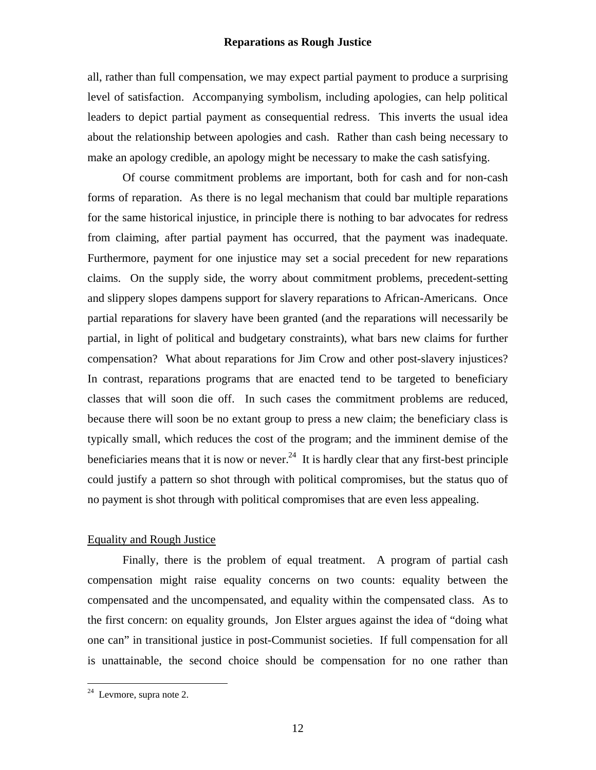all, rather than full compensation, we may expect partial payment to produce a surprising level of satisfaction. Accompanying symbolism, including apologies, can help political leaders to depict partial payment as consequential redress. This inverts the usual idea about the relationship between apologies and cash. Rather than cash being necessary to make an apology credible, an apology might be necessary to make the cash satisfying.

Of course commitment problems are important, both for cash and for non-cash forms of reparation. As there is no legal mechanism that could bar multiple reparations for the same historical injustice, in principle there is nothing to bar advocates for redress from claiming, after partial payment has occurred, that the payment was inadequate. Furthermore, payment for one injustice may set a social precedent for new reparations claims. On the supply side, the worry about commitment problems, precedent-setting and slippery slopes dampens support for slavery reparations to African-Americans. Once partial reparations for slavery have been granted (and the reparations will necessarily be partial, in light of political and budgetary constraints), what bars new claims for further compensation? What about reparations for Jim Crow and other post-slavery injustices? In contrast, reparations programs that are enacted tend to be targeted to beneficiary classes that will soon die off. In such cases the commitment problems are reduced, because there will soon be no extant group to press a new claim; the beneficiary class is typically small, which reduces the cost of the program; and the imminent demise of the beneficiaries means that it is now or never.[24] It is hardly clear that any first-best principle could justify a pattern so shot through with political compromises, but the status quo of no payment is shot through with political compromises that are even less appealing.

## Equality and Rough Justice

Finally, there is the problem of equal treatment. A program of partial cash compensation might raise equality concerns on two counts: equality between the compensated and the uncompensated, and equality within the compensated class. As to the first concern: on equality grounds, Jon Elster argues against the idea of "doing what one can" in transitional justice in post-Communist societies. If full compensation for all is unattainable, the second choice should be compensation for no one rather than

[24] Levmore, supra note 2.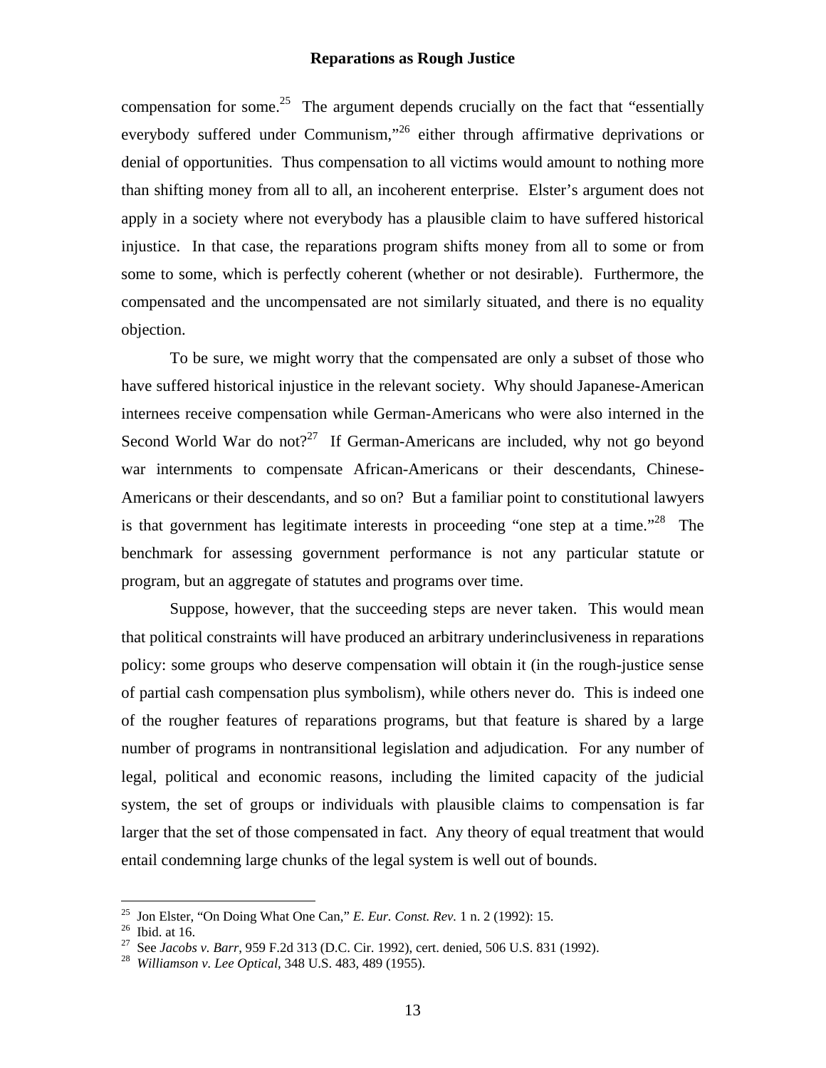compensation for some.[25] The argument depends crucially on the fact that "essentially everybody suffered under Communism,"[26] either through affirmative deprivations or denial of opportunities. Thus compensation to all victims would amount to nothing more than shifting money from all to all, an incoherent enterprise. Elster's argument does not apply in a society where not everybody has a plausible claim to have suffered historical injustice. In that case, the reparations program shifts money from all to some or from some to some, which is perfectly coherent (whether or not desirable). Furthermore, the compensated and the uncompensated are not similarly situated, and there is no equality objection.

To be sure, we might worry that the compensated are only a subset of those who have suffered historical injustice in the relevant society. Why should Japanese-American internees receive compensation while German-Americans who were also interned in the Second World War do not?[27] If German-Americans are included, why not go beyond war internments to compensate African-Americans or their descendants, Chinese-Americans or their descendants, and so on? But a familiar point to constitutional lawyers is that government has legitimate interests in proceeding "one step at a time."[28] The benchmark for assessing government performance is not any particular statute or program, but an aggregate of statutes and programs over time.

Suppose, however, that the succeeding steps are never taken. This would mean that political constraints will have produced an arbitrary underinclusiveness in reparations policy: some groups who deserve compensation will obtain it (in the rough-justice sense of partial cash compensation plus symbolism), while others never do. This is indeed one of the rougher features of reparations programs, but that feature is shared by a large number of programs in nontransitional legislation and adjudication. For any number of legal, political and economic reasons, including the limited capacity of the judicial system, the set of groups or individuals with plausible claims to compensation is far larger that the set of those compensated in fact. Any theory of equal treatment that would entail condemning large chunks of the legal system is well out of bounds.

---

[25] Jon Elster, "On Doing What One Can," *E. Eur. Const. Rev.* 1 n. 2 (1992): 15.

[26] Ibid. at 16.

[27] See *Jacobs v. Barr*, 959 F.2d 313 (D.C. Cir. 1992), cert. denied, 506 U.S. 831 (1992).

[28] *Williamson v. Lee Optical*, 348 U.S. 483, 489 (1955).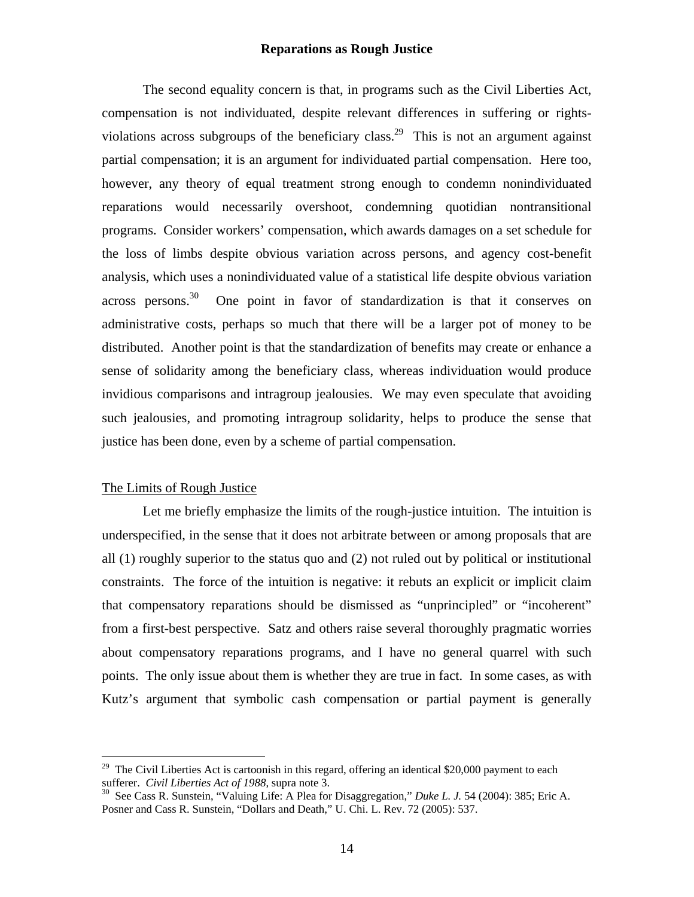The second equality concern is that, in programs such as the Civil Liberties Act, compensation is not individuated, despite relevant differences in suffering or rights-violations across subgroups of the beneficiary class.[29] This is not an argument against partial compensation; it is an argument for individuated partial compensation. Here too, however, any theory of equal treatment strong enough to condemn nonindividuated reparations would necessarily overshoot, condemning quotidian nontransitional programs. Consider workers' compensation, which awards damages on a set schedule for the loss of limbs despite obvious variation across persons, and agency cost-benefit analysis, which uses a nonindividuated value of a statistical life despite obvious variation across persons.[30] One point in favor of standardization is that it conserves on administrative costs, perhaps so much that there will be a larger pot of money to be distributed. Another point is that the standardization of benefits may create or enhance a sense of solidarity among the beneficiary class, whereas individuation would produce invidious comparisons and intragroup jealousies. We may even speculate that avoiding such jealousies, and promoting intragroup solidarity, helps to produce the sense that justice has been done, even by a scheme of partial compensation.

## The Limits of Rough Justice

Let me briefly emphasize the limits of the rough-justice intuition. The intuition is underspecified, in the sense that it does not arbitrate between or among proposals that are all (1) roughly superior to the status quo and (2) not ruled out by political or institutional constraints. The force of the intuition is negative: it rebuts an explicit or implicit claim that compensatory reparations should be dismissed as "unprincipled" or "incoherent" from a first-best perspective. Satz and others raise several thoroughly pragmatic worries about compensatory reparations programs, and I have no general quarrel with such points. The only issue about them is whether they are true in fact. In some cases, as with Kutz's argument that symbolic cash compensation or partial payment is generally

---

[29] The Civil Liberties Act is cartoonish in this regard, offering an identical $20,000 payment to each sufferer. *Civil Liberties Act of 1988*, supra note 3.

[30] See Cass R. Sunstein, "Valuing Life: A Plea for Disaggregation," *Duke L. J.* 54 (2004): 385; Eric A. Posner and Cass R. Sunstein, "Dollars and Death," U. Chi. L. Rev. 72 (2005): 537.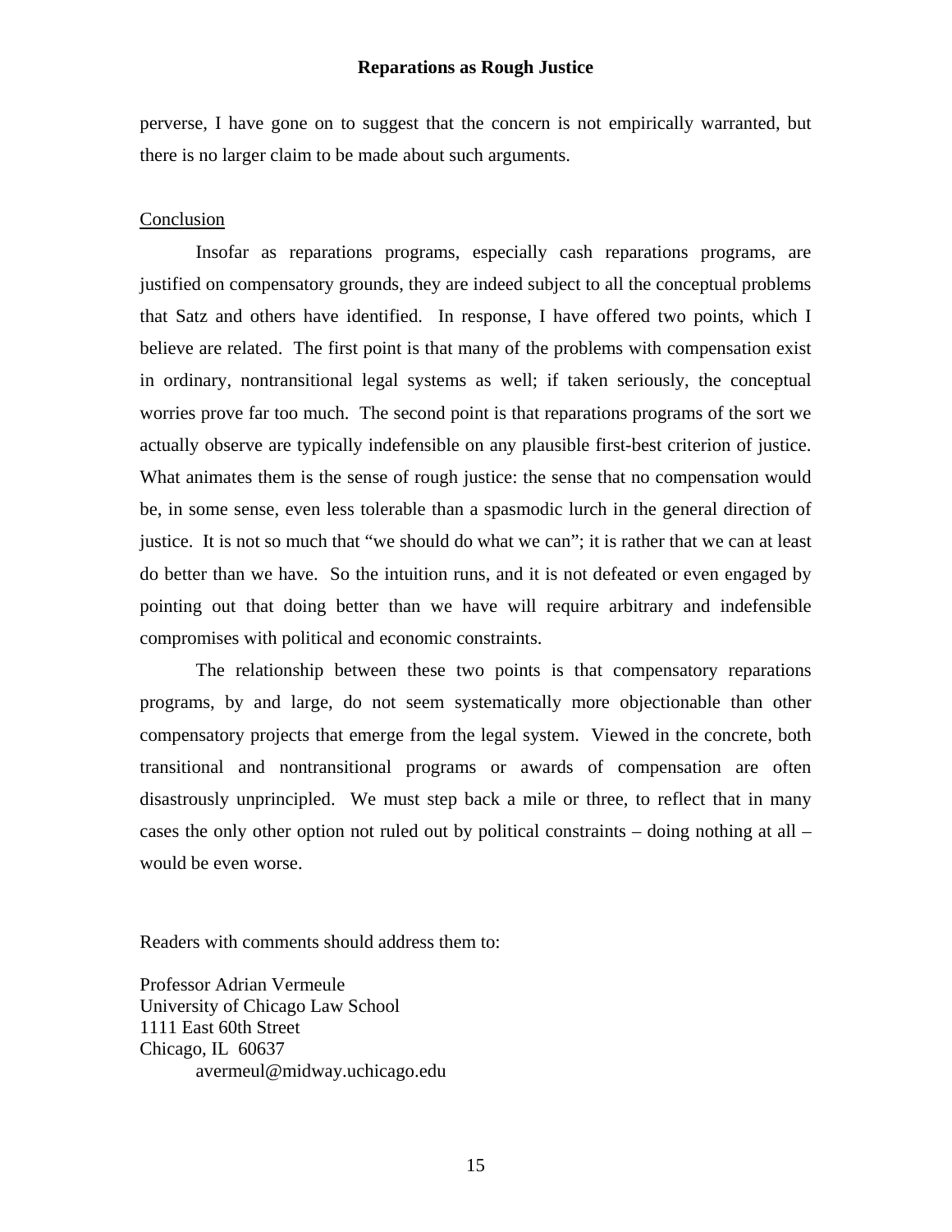perverse, I have gone on to suggest that the concern is not empirically warranted, but there is no larger claim to be made about such arguments.

## Conclusion

Insofar as reparations programs, especially cash reparations programs, are justified on compensatory grounds, they are indeed subject to all the conceptual problems that Satz and others have identified. In response, I have offered two points, which I believe are related. The first point is that many of the problems with compensation exist in ordinary, nontransitional legal systems as well; if taken seriously, the conceptual worries prove far too much. The second point is that reparations programs of the sort we actually observe are typically indefensible on any plausible first-best criterion of justice. What animates them is the sense of rough justice: the sense that no compensation would be, in some sense, even less tolerable than a spasmodic lurch in the general direction of justice. It is not so much that "we should do what we can"; it is rather that we can at least do better than we have. So the intuition runs, and it is not defeated or even engaged by pointing out that doing better than we have will require arbitrary and indefensible compromises with political and economic constraints.

The relationship between these two points is that compensatory reparations programs, by and large, do not seem systematically more objectionable than other compensatory projects that emerge from the legal system. Viewed in the concrete, both transitional and nontransitional programs or awards of compensation are often disastrously unprincipled. We must step back a mile or three, to reflect that in many cases the only other option not ruled out by political constraints – doing nothing at all – would be even worse.

Readers with comments should address them to:

Professor Adrian Vermeule
University of Chicago Law School
1111 East 60th Street
Chicago, IL 60637
avermeul@midway.uchicago.edu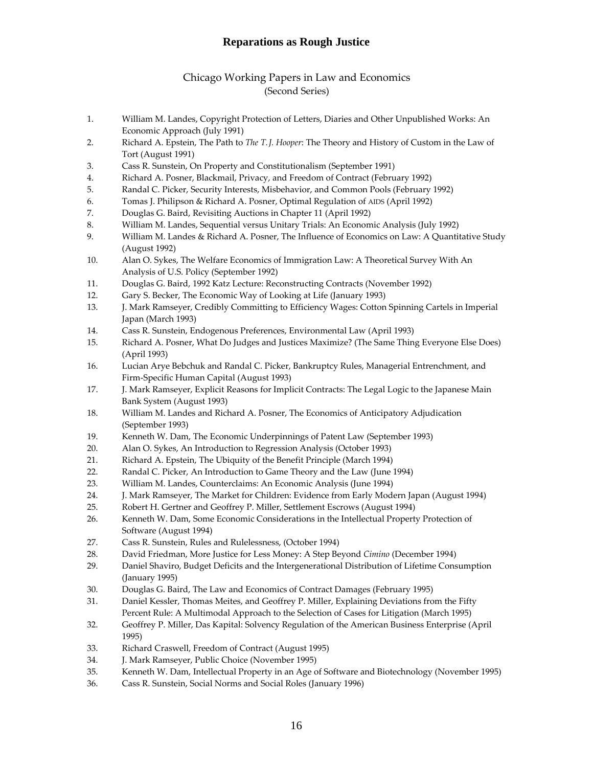## Chicago Working Papers in Law and Economics
(Second Series)

1. William M. Landes, Copyright Protection of Letters, Diaries and Other Unpublished Works: An Economic Approach (July 1991)
2. Richard A. Epstein, The Path to *The T. J. Hooper*: The Theory and History of Custom in the Law of Tort (August 1991)
3. Cass R. Sunstein, On Property and Constitutionalism (September 1991)
4. Richard A. Posner, Blackmail, Privacy, and Freedom of Contract (February 1992)
5. Randal C. Picker, Security Interests, Misbehavior, and Common Pools (February 1992)
6. Tomas J. Philipson & Richard A. Posner, Optimal Regulation of AIDS (April 1992)
7. Douglas G. Baird, Revisiting Auctions in Chapter 11 (April 1992)
8. William M. Landes, Sequential versus Unitary Trials: An Economic Analysis (July 1992)
9. William M. Landes & Richard A. Posner, The Influence of Economics on Law: A Quantitative Study (August 1992)
10. Alan O. Sykes, The Welfare Economics of Immigration Law: A Theoretical Survey With An Analysis of U.S. Policy (September 1992)
11. Douglas G. Baird, 1992 Katz Lecture: Reconstructing Contracts (November 1992)
12. Gary S. Becker, The Economic Way of Looking at Life (January 1993)
13. J. Mark Ramseyer, Credibly Committing to Efficiency Wages: Cotton Spinning Cartels in Imperial Japan (March 1993)
14. Cass R. Sunstein, Endogenous Preferences, Environmental Law (April 1993)
15. Richard A. Posner, What Do Judges and Justices Maximize? (The Same Thing Everyone Else Does) (April 1993)
16. Lucian Arye Bebchuk and Randal C. Picker, Bankruptcy Rules, Managerial Entrenchment, and Firm-Specific Human Capital (August 1993)
17. J. Mark Ramseyer, Explicit Reasons for Implicit Contracts: The Legal Logic to the Japanese Main Bank System (August 1993)
18. William M. Landes and Richard A. Posner, The Economics of Anticipatory Adjudication (September 1993)
19. Kenneth W. Dam, The Economic Underpinnings of Patent Law (September 1993)
20. Alan O. Sykes, An Introduction to Regression Analysis (October 1993)
21. Richard A. Epstein, The Ubiquity of the Benefit Principle (March 1994)
22. Randal C. Picker, An Introduction to Game Theory and the Law (June 1994)
23. William M. Landes, Counterclaims: An Economic Analysis (June 1994)
24. J. Mark Ramseyer, The Market for Children: Evidence from Early Modern Japan (August 1994)
25. Robert H. Gertner and Geoffrey P. Miller, Settlement Escrows (August 1994)
26. Kenneth W. Dam, Some Economic Considerations in the Intellectual Property Protection of Software (August 1994)
27. Cass R. Sunstein, Rules and Rulelessness, (October 1994)
28. David Friedman, More Justice for Less Money: A Step Beyond *Cimino* (December 1994)
29. Daniel Shaviro, Budget Deficits and the Intergenerational Distribution of Lifetime Consumption (January 1995)
30. Douglas G. Baird, The Law and Economics of Contract Damages (February 1995)
31. Daniel Kessler, Thomas Meites, and Geoffrey P. Miller, Explaining Deviations from the Fifty Percent Rule: A Multimodal Approach to the Selection of Cases for Litigation (March 1995)
32. Geoffrey P. Miller, Das Kapital: Solvency Regulation of the American Business Enterprise (April 1995)
33. Richard Craswell, Freedom of Contract (August 1995)
34. J. Mark Ramseyer, Public Choice (November 1995)
35. Kenneth W. Dam, Intellectual Property in an Age of Software and Biotechnology (November 1995)
36. Cass R. Sunstein, Social Norms and Social Roles (January 1996)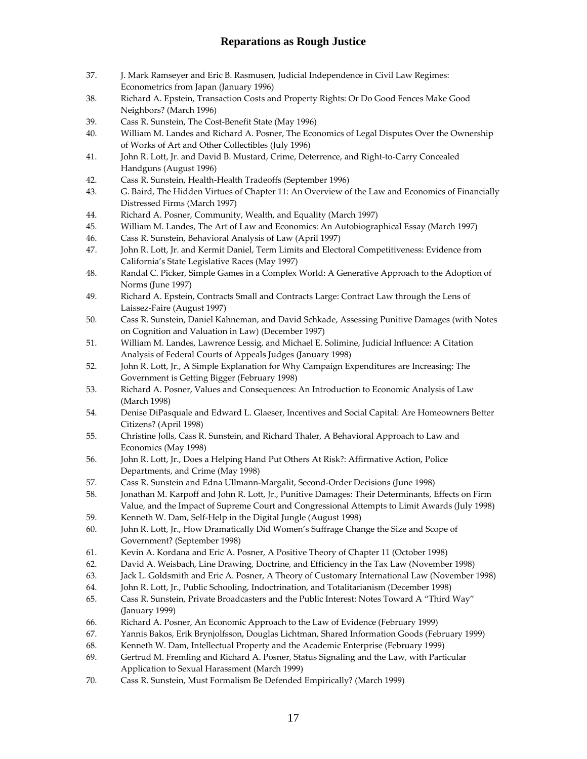37. J. Mark Ramseyer and Eric B. Rasmusen, Judicial Independence in Civil Law Regimes: Econometrics from Japan (January 1996)
38. Richard A. Epstein, Transaction Costs and Property Rights: Or Do Good Fences Make Good Neighbors? (March 1996)
39. Cass R. Sunstein, The Cost-Benefit State (May 1996)
40. William M. Landes and Richard A. Posner, The Economics of Legal Disputes Over the Ownership of Works of Art and Other Collectibles (July 1996)
41. John R. Lott, Jr. and David B. Mustard, Crime, Deterrence, and Right-to-Carry Concealed Handguns (August 1996)
42. Cass R. Sunstein, Health-Health Tradeoffs (September 1996)
43. G. Baird, The Hidden Virtues of Chapter 11: An Overview of the Law and Economics of Financially Distressed Firms (March 1997)
44. Richard A. Posner, Community, Wealth, and Equality (March 1997)
45. William M. Landes, The Art of Law and Economics: An Autobiographical Essay (March 1997)
46. Cass R. Sunstein, Behavioral Analysis of Law (April 1997)
47. John R. Lott, Jr. and Kermit Daniel, Term Limits and Electoral Competitiveness: Evidence from California's State Legislative Races (May 1997)
48. Randal C. Picker, Simple Games in a Complex World: A Generative Approach to the Adoption of Norms (June 1997)
49. Richard A. Epstein, Contracts Small and Contracts Large: Contract Law through the Lens of Laissez-Faire (August 1997)
50. Cass R. Sunstein, Daniel Kahneman, and David Schkade, Assessing Punitive Damages (with Notes on Cognition and Valuation in Law) (December 1997)
51. William M. Landes, Lawrence Lessig, and Michael E. Solimine, Judicial Influence: A Citation Analysis of Federal Courts of Appeals Judges (January 1998)
52. John R. Lott, Jr., A Simple Explanation for Why Campaign Expenditures are Increasing: The Government is Getting Bigger (February 1998)
53. Richard A. Posner, Values and Consequences: An Introduction to Economic Analysis of Law (March 1998)
54. Denise DiPasquale and Edward L. Glaeser, Incentives and Social Capital: Are Homeowners Better Citizens? (April 1998)
55. Christine Jolls, Cass R. Sunstein, and Richard Thaler, A Behavioral Approach to Law and Economics (May 1998)
56. John R. Lott, Jr., Does a Helping Hand Put Others At Risk?: Affirmative Action, Police Departments, and Crime (May 1998)
57. Cass R. Sunstein and Edna Ullmann-Margalit, Second-Order Decisions (June 1998)
58. Jonathan M. Karpoff and John R. Lott, Jr., Punitive Damages: Their Determinants, Effects on Firm Value, and the Impact of Supreme Court and Congressional Attempts to Limit Awards (July 1998)
59. Kenneth W. Dam, Self-Help in the Digital Jungle (August 1998)
60. John R. Lott, Jr., How Dramatically Did Women's Suffrage Change the Size and Scope of Government? (September 1998)
61. Kevin A. Kordana and Eric A. Posner, A Positive Theory of Chapter 11 (October 1998)
62. David A. Weisbach, Line Drawing, Doctrine, and Efficiency in the Tax Law (November 1998)
63. Jack L. Goldsmith and Eric A. Posner, A Theory of Customary International Law (November 1998)
64. John R. Lott, Jr., Public Schooling, Indoctrination, and Totalitarianism (December 1998)
65. Cass R. Sunstein, Private Broadcasters and the Public Interest: Notes Toward A "Third Way" (January 1999)
66. Richard A. Posner, An Economic Approach to the Law of Evidence (February 1999)
67. Yannis Bakos, Erik Brynjolfsson, Douglas Lichtman, Shared Information Goods (February 1999)
68. Kenneth W. Dam, Intellectual Property and the Academic Enterprise (February 1999)
69. Gertrud M. Fremling and Richard A. Posner, Status Signaling and the Law, with Particular Application to Sexual Harassment (March 1999)
70. Cass R. Sunstein, Must Formalism Be Defended Empirically? (March 1999)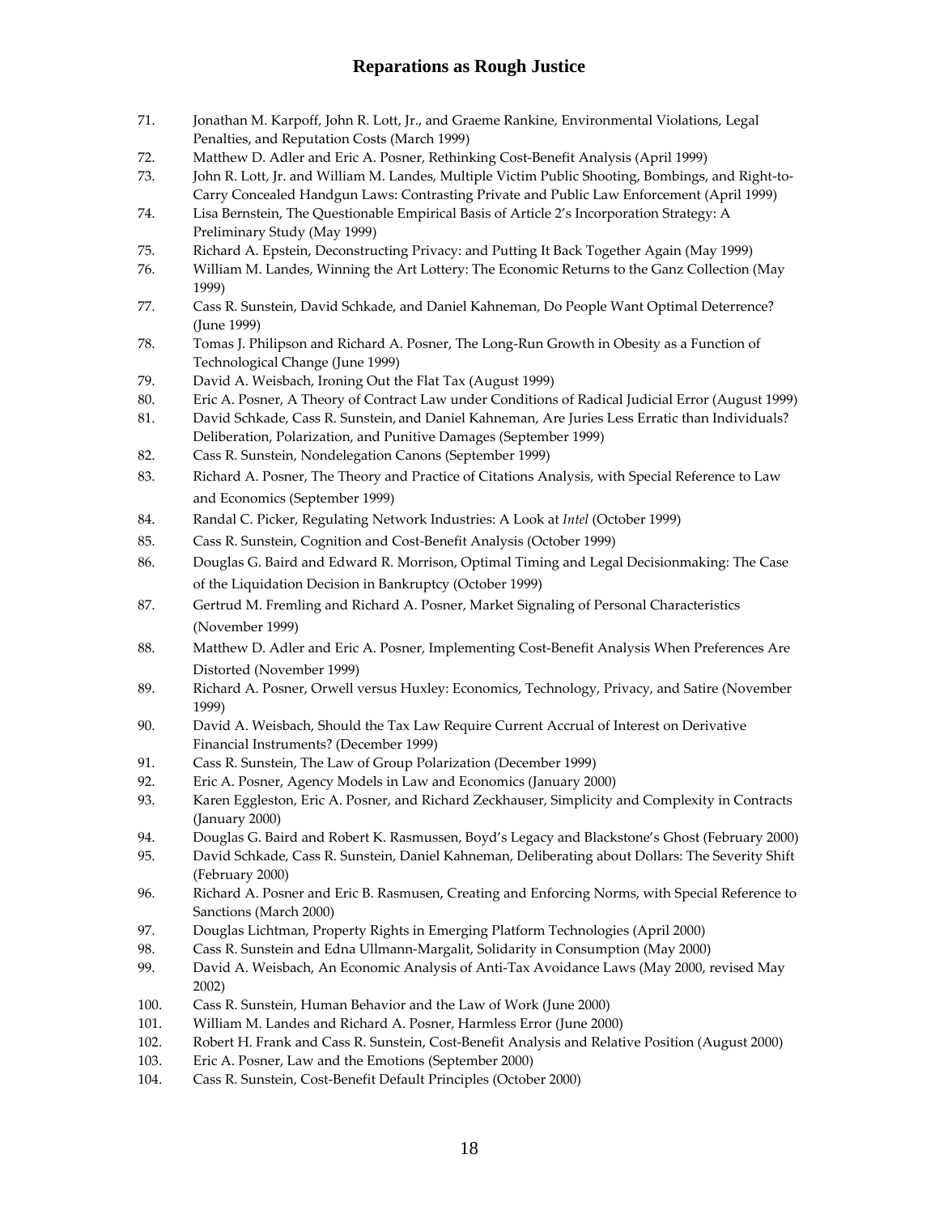71. Jonathan M. Karpoff, John R. Lott, Jr., and Graeme Rankine, Environmental Violations, Legal Penalties, and Reputation Costs (March 1999)
72. Matthew D. Adler and Eric A. Posner, Rethinking Cost-Benefit Analysis (April 1999)
73. John R. Lott, Jr. and William M. Landes, Multiple Victim Public Shooting, Bombings, and Right-to-Carry Concealed Handgun Laws: Contrasting Private and Public Law Enforcement (April 1999)
74. Lisa Bernstein, The Questionable Empirical Basis of Article 2's Incorporation Strategy: A Preliminary Study (May 1999)
75. Richard A. Epstein, Deconstructing Privacy: and Putting It Back Together Again (May 1999)
76. William M. Landes, Winning the Art Lottery: The Economic Returns to the Ganz Collection (May 1999)
77. Cass R. Sunstein, David Schkade, and Daniel Kahneman, Do People Want Optimal Deterrence? (June 1999)
78. Tomas J. Philipson and Richard A. Posner, The Long-Run Growth in Obesity as a Function of Technological Change (June 1999)
79. David A. Weisbach, Ironing Out the Flat Tax (August 1999)
80. Eric A. Posner, A Theory of Contract Law under Conditions of Radical Judicial Error (August 1999)
81. David Schkade, Cass R. Sunstein, and Daniel Kahneman, Are Juries Less Erratic than Individuals? Deliberation, Polarization, and Punitive Damages (September 1999)
82. Cass R. Sunstein, Nondelegation Canons (September 1999)
83. Richard A. Posner, The Theory and Practice of Citations Analysis, with Special Reference to Law and Economics (September 1999)
84. Randal C. Picker, Regulating Network Industries: A Look at *Intel* (October 1999)
85. Cass R. Sunstein, Cognition and Cost-Benefit Analysis (October 1999)
86. Douglas G. Baird and Edward R. Morrison, Optimal Timing and Legal Decisionmaking: The Case of the Liquidation Decision in Bankruptcy (October 1999)
87. Gertrud M. Fremling and Richard A. Posner, Market Signaling of Personal Characteristics (November 1999)
88. Matthew D. Adler and Eric A. Posner, Implementing Cost-Benefit Analysis When Preferences Are Distorted (November 1999)
89. Richard A. Posner, Orwell versus Huxley: Economics, Technology, Privacy, and Satire (November 1999)
90. David A. Weisbach, Should the Tax Law Require Current Accrual of Interest on Derivative Financial Instruments? (December 1999)
91. Cass R. Sunstein, The Law of Group Polarization (December 1999)
92. Eric A. Posner, Agency Models in Law and Economics (January 2000)
93. Karen Eggleston, Eric A. Posner, and Richard Zeckhauser, Simplicity and Complexity in Contracts (January 2000)
94. Douglas G. Baird and Robert K. Rasmussen, Boyd's Legacy and Blackstone's Ghost (February 2000)
95. David Schkade, Cass R. Sunstein, Daniel Kahneman, Deliberating about Dollars: The Severity Shift (February 2000)
96. Richard A. Posner and Eric B. Rasmusen, Creating and Enforcing Norms, with Special Reference to Sanctions (March 2000)
97. Douglas Lichtman, Property Rights in Emerging Platform Technologies (April 2000)
98. Cass R. Sunstein and Edna Ullmann-Margalit, Solidarity in Consumption (May 2000)
99. David A. Weisbach, An Economic Analysis of Anti-Tax Avoidance Laws (May 2000, revised May 2002)
100. Cass R. Sunstein, Human Behavior and the Law of Work (June 2000)
101. William M. Landes and Richard A. Posner, Harmless Error (June 2000)
102. Robert H. Frank and Cass R. Sunstein, Cost-Benefit Analysis and Relative Position (August 2000)
103. Eric A. Posner, Law and the Emotions (September 2000)
104. Cass R. Sunstein, Cost-Benefit Default Principles (October 2000)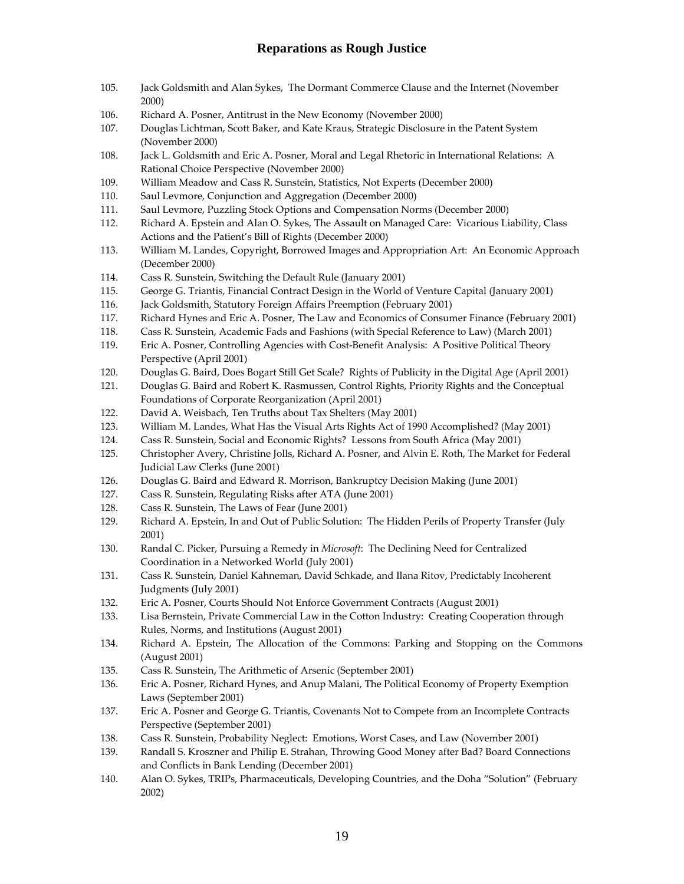105. Jack Goldsmith and Alan Sykes, The Dormant Commerce Clause and the Internet (November 2000)
106. Richard A. Posner, Antitrust in the New Economy (November 2000)
107. Douglas Lichtman, Scott Baker, and Kate Kraus, Strategic Disclosure in the Patent System (November 2000)
108. Jack L. Goldsmith and Eric A. Posner, Moral and Legal Rhetoric in International Relations: A Rational Choice Perspective (November 2000)
109. William Meadow and Cass R. Sunstein, Statistics, Not Experts (December 2000)
110. Saul Levmore, Conjunction and Aggregation (December 2000)
111. Saul Levmore, Puzzling Stock Options and Compensation Norms (December 2000)
112. Richard A. Epstein and Alan O. Sykes, The Assault on Managed Care: Vicarious Liability, Class Actions and the Patient's Bill of Rights (December 2000)
113. William M. Landes, Copyright, Borrowed Images and Appropriation Art: An Economic Approach (December 2000)
114. Cass R. Sunstein, Switching the Default Rule (January 2001)
115. George G. Triantis, Financial Contract Design in the World of Venture Capital (January 2001)
116. Jack Goldsmith, Statutory Foreign Affairs Preemption (February 2001)
117. Richard Hynes and Eric A. Posner, The Law and Economics of Consumer Finance (February 2001)
118. Cass R. Sunstein, Academic Fads and Fashions (with Special Reference to Law) (March 2001)
119. Eric A. Posner, Controlling Agencies with Cost-Benefit Analysis: A Positive Political Theory Perspective (April 2001)
120. Douglas G. Baird, Does Bogart Still Get Scale? Rights of Publicity in the Digital Age (April 2001)
121. Douglas G. Baird and Robert K. Rasmussen, Control Rights, Priority Rights and the Conceptual Foundations of Corporate Reorganization (April 2001)
122. David A. Weisbach, Ten Truths about Tax Shelters (May 2001)
123. William M. Landes, What Has the Visual Arts Rights Act of 1990 Accomplished? (May 2001)
124. Cass R. Sunstein, Social and Economic Rights? Lessons from South Africa (May 2001)
125. Christopher Avery, Christine Jolls, Richard A. Posner, and Alvin E. Roth, The Market for Federal Judicial Law Clerks (June 2001)
126. Douglas G. Baird and Edward R. Morrison, Bankruptcy Decision Making (June 2001)
127. Cass R. Sunstein, Regulating Risks after ATA (June 2001)
128. Cass R. Sunstein, The Laws of Fear (June 2001)
129. Richard A. Epstein, In and Out of Public Solution: The Hidden Perils of Property Transfer (July 2001)
130. Randal C. Picker, Pursuing a Remedy in *Microsoft*: The Declining Need for Centralized Coordination in a Networked World (July 2001)
131. Cass R. Sunstein, Daniel Kahneman, David Schkade, and Ilana Ritov, Predictably Incoherent Judgments (July 2001)
132. Eric A. Posner, Courts Should Not Enforce Government Contracts (August 2001)
133. Lisa Bernstein, Private Commercial Law in the Cotton Industry: Creating Cooperation through Rules, Norms, and Institutions (August 2001)
134. Richard A. Epstein, The Allocation of the Commons: Parking and Stopping on the Commons (August 2001)
135. Cass R. Sunstein, The Arithmetic of Arsenic (September 2001)
136. Eric A. Posner, Richard Hynes, and Anup Malani, The Political Economy of Property Exemption Laws (September 2001)
137. Eric A. Posner and George G. Triantis, Covenants Not to Compete from an Incomplete Contracts Perspective (September 2001)
138. Cass R. Sunstein, Probability Neglect: Emotions, Worst Cases, and Law (November 2001)
139. Randall S. Kroszner and Philip E. Strahan, Throwing Good Money after Bad? Board Connections and Conflicts in Bank Lending (December 2001)
140. Alan O. Sykes, TRIPs, Pharmaceuticals, Developing Countries, and the Doha "Solution" (February 2002)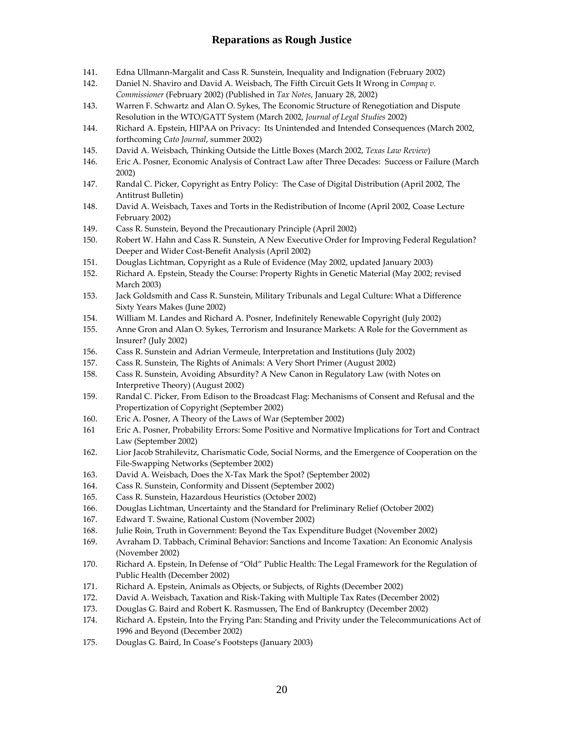141. Edna Ullmann-Margalit and Cass R. Sunstein, Inequality and Indignation (February 2002)
142. Daniel N. Shaviro and David A. Weisbach, The Fifth Circuit Gets It Wrong in *Compaq v. Commissioner* (February 2002) (Published in *Tax Notes*, January 28, 2002)
143. Warren F. Schwartz and Alan O. Sykes, The Economic Structure of Renegotiation and Dispute Resolution in the WTO/GATT System (March 2002, *Journal of Legal Studies* 2002)
144. Richard A. Epstein, HIPAA on Privacy: Its Unintended and Intended Consequences (March 2002, forthcoming *Cato Journal*, summer 2002)
145. David A. Weisbach, Thinking Outside the Little Boxes (March 2002, *Texas Law Review*)
146. Eric A. Posner, Economic Analysis of Contract Law after Three Decades: Success or Failure (March 2002)
147. Randal C. Picker, Copyright as Entry Policy: The Case of Digital Distribution (April 2002, The Antitrust Bulletin)
148. David A. Weisbach, Taxes and Torts in the Redistribution of Income (April 2002, Coase Lecture February 2002)
149. Cass R. Sunstein, Beyond the Precautionary Principle (April 2002)
150. Robert W. Hahn and Cass R. Sunstein, A New Executive Order for Improving Federal Regulation? Deeper and Wider Cost-Benefit Analysis (April 2002)
151. Douglas Lichtman, Copyright as a Rule of Evidence (May 2002, updated January 2003)
152. Richard A. Epstein, Steady the Course: Property Rights in Genetic Material (May 2002; revised March 2003)
153. Jack Goldsmith and Cass R. Sunstein, Military Tribunals and Legal Culture: What a Difference Sixty Years Makes (June 2002)
154. William M. Landes and Richard A. Posner, Indefinitely Renewable Copyright (July 2002)
155. Anne Gron and Alan O. Sykes, Terrorism and Insurance Markets: A Role for the Government as Insurer? (July 2002)
156. Cass R. Sunstein and Adrian Vermeule, Interpretation and Institutions (July 2002)
157. Cass R. Sunstein, The Rights of Animals: A Very Short Primer (August 2002)
158. Cass R. Sunstein, Avoiding Absurdity? A New Canon in Regulatory Law (with Notes on Interpretive Theory) (August 2002)
159. Randal C. Picker, From Edison to the Broadcast Flag: Mechanisms of Consent and Refusal and the Propertization of Copyright (September 2002)
160. Eric A. Posner, A Theory of the Laws of War (September 2002)
161 Eric A. Posner, Probability Errors: Some Positive and Normative Implications for Tort and Contract Law (September 2002)
162. Lior Jacob Strahilevitz, Charismatic Code, Social Norms, and the Emergence of Cooperation on the File-Swapping Networks (September 2002)
163. David A. Weisbach, Does the X-Tax Mark the Spot? (September 2002)
164. Cass R. Sunstein, Conformity and Dissent (September 2002)
165. Cass R. Sunstein, Hazardous Heuristics (October 2002)
166. Douglas Lichtman, Uncertainty and the Standard for Preliminary Relief (October 2002)
167. Edward T. Swaine, Rational Custom (November 2002)
168. Julie Roin, Truth in Government: Beyond the Tax Expenditure Budget (November 2002)
169. Avraham D. Tabbach, Criminal Behavior: Sanctions and Income Taxation: An Economic Analysis (November 2002)
170. Richard A. Epstein, In Defense of "Old" Public Health: The Legal Framework for the Regulation of Public Health (December 2002)
171. Richard A. Epstein, Animals as Objects, or Subjects, of Rights (December 2002)
172. David A. Weisbach, Taxation and Risk-Taking with Multiple Tax Rates (December 2002)
173. Douglas G. Baird and Robert K. Rasmussen, The End of Bankruptcy (December 2002)
174. Richard A. Epstein, Into the Frying Pan: Standing and Privity under the Telecommunications Act of 1996 and Beyond (December 2002)
175. Douglas G. Baird, In Coase's Footsteps (January 2003)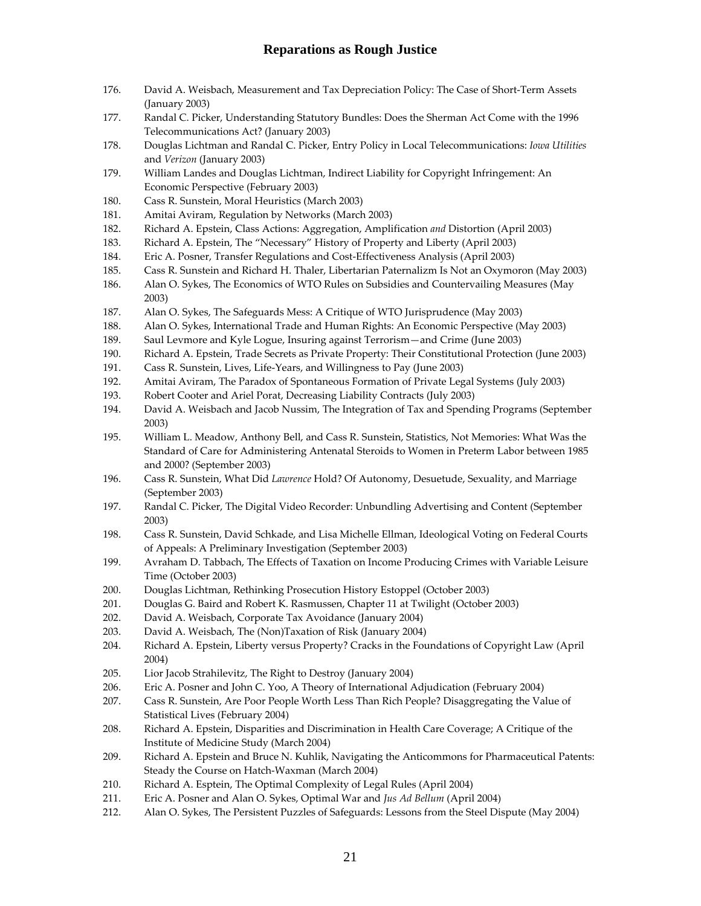176. David A. Weisbach, Measurement and Tax Depreciation Policy: The Case of Short-Term Assets (January 2003)
177. Randal C. Picker, Understanding Statutory Bundles: Does the Sherman Act Come with the 1996 Telecommunications Act? (January 2003)
178. Douglas Lichtman and Randal C. Picker, Entry Policy in Local Telecommunications: *Iowa Utilities* and *Verizon* (January 2003)
179. William Landes and Douglas Lichtman, Indirect Liability for Copyright Infringement: An Economic Perspective (February 2003)
180. Cass R. Sunstein, Moral Heuristics (March 2003)
181. Amitai Aviram, Regulation by Networks (March 2003)
182. Richard A. Epstein, Class Actions: Aggregation, Amplification *and* Distortion (April 2003)
183. Richard A. Epstein, The "Necessary" History of Property and Liberty (April 2003)
184. Eric A. Posner, Transfer Regulations and Cost-Effectiveness Analysis (April 2003)
185. Cass R. Sunstein and Richard H. Thaler, Libertarian Paternalizm Is Not an Oxymoron (May 2003)
186. Alan O. Sykes, The Economics of WTO Rules on Subsidies and Countervailing Measures (May 2003)
187. Alan O. Sykes, The Safeguards Mess: A Critique of WTO Jurisprudence (May 2003)
188. Alan O. Sykes, International Trade and Human Rights: An Economic Perspective (May 2003)
189. Saul Levmore and Kyle Logue, Insuring against Terrorism—and Crime (June 2003)
190. Richard A. Epstein, Trade Secrets as Private Property: Their Constitutional Protection (June 2003)
191. Cass R. Sunstein, Lives, Life-Years, and Willingness to Pay (June 2003)
192. Amitai Aviram, The Paradox of Spontaneous Formation of Private Legal Systems (July 2003)
193. Robert Cooter and Ariel Porat, Decreasing Liability Contracts (July 2003)
194. David A. Weisbach and Jacob Nussim, The Integration of Tax and Spending Programs (September 2003)
195. William L. Meadow, Anthony Bell, and Cass R. Sunstein, Statistics, Not Memories: What Was the Standard of Care for Administering Antenatal Steroids to Women in Preterm Labor between 1985 and 2000? (September 2003)
196. Cass R. Sunstein, What Did *Lawrence* Hold? Of Autonomy, Desuetude, Sexuality, and Marriage (September 2003)
197. Randal C. Picker, The Digital Video Recorder: Unbundling Advertising and Content (September 2003)
198. Cass R. Sunstein, David Schkade, and Lisa Michelle Ellman, Ideological Voting on Federal Courts of Appeals: A Preliminary Investigation (September 2003)
199. Avraham D. Tabbach, The Effects of Taxation on Income Producing Crimes with Variable Leisure Time (October 2003)
200. Douglas Lichtman, Rethinking Prosecution History Estoppel (October 2003)
201. Douglas G. Baird and Robert K. Rasmussen, Chapter 11 at Twilight (October 2003)
202. David A. Weisbach, Corporate Tax Avoidance (January 2004)
203. David A. Weisbach, The (Non)Taxation of Risk (January 2004)
204. Richard A. Epstein, Liberty versus Property? Cracks in the Foundations of Copyright Law (April 2004)
205. Lior Jacob Strahilevitz, The Right to Destroy (January 2004)
206. Eric A. Posner and John C. Yoo, A Theory of International Adjudication (February 2004)
207. Cass R. Sunstein, Are Poor People Worth Less Than Rich People? Disaggregating the Value of Statistical Lives (February 2004)
208. Richard A. Epstein, Disparities and Discrimination in Health Care Coverage; A Critique of the Institute of Medicine Study (March 2004)
209. Richard A. Epstein and Bruce N. Kuhlik, Navigating the Anticommons for Pharmaceutical Patents: Steady the Course on Hatch-Waxman (March 2004)
210. Richard A. Esptein, The Optimal Complexity of Legal Rules (April 2004)
211. Eric A. Posner and Alan O. Sykes, Optimal War and *Jus Ad Bellum* (April 2004)
212. Alan O. Sykes, The Persistent Puzzles of Safeguards: Lessons from the Steel Dispute (May 2004)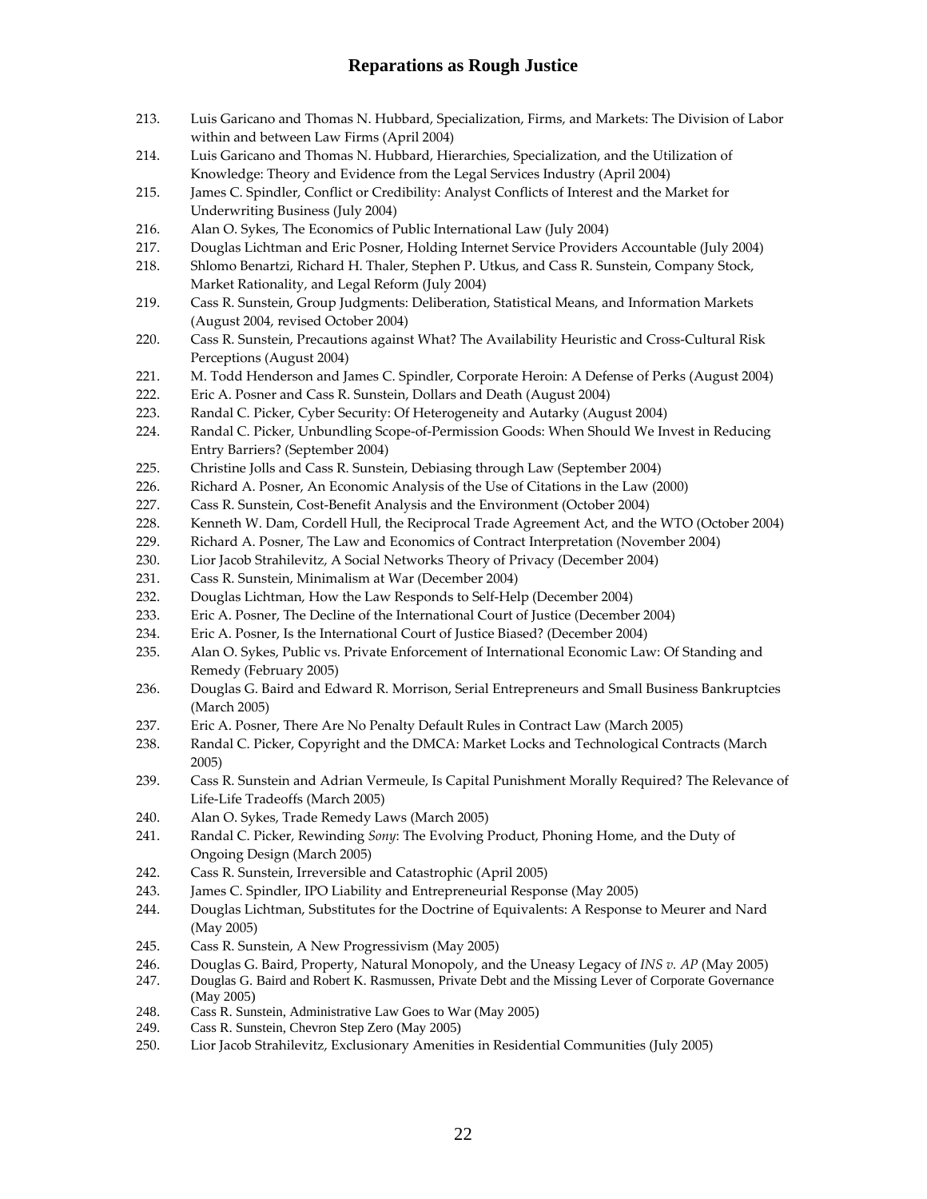213. Luis Garicano and Thomas N. Hubbard, Specialization, Firms, and Markets: The Division of Labor within and between Law Firms (April 2004)
214. Luis Garicano and Thomas N. Hubbard, Hierarchies, Specialization, and the Utilization of Knowledge: Theory and Evidence from the Legal Services Industry (April 2004)
215. James C. Spindler, Conflict or Credibility: Analyst Conflicts of Interest and the Market for Underwriting Business (July 2004)
216. Alan O. Sykes, The Economics of Public International Law (July 2004)
217. Douglas Lichtman and Eric Posner, Holding Internet Service Providers Accountable (July 2004)
218. Shlomo Benartzi, Richard H. Thaler, Stephen P. Utkus, and Cass R. Sunstein, Company Stock, Market Rationality, and Legal Reform (July 2004)
219. Cass R. Sunstein, Group Judgments: Deliberation, Statistical Means, and Information Markets (August 2004, revised October 2004)
220. Cass R. Sunstein, Precautions against What? The Availability Heuristic and Cross-Cultural Risk Perceptions (August 2004)
221. M. Todd Henderson and James C. Spindler, Corporate Heroin: A Defense of Perks (August 2004)
222. Eric A. Posner and Cass R. Sunstein, Dollars and Death (August 2004)
223. Randal C. Picker, Cyber Security: Of Heterogeneity and Autarky (August 2004)
224. Randal C. Picker, Unbundling Scope-of-Permission Goods: When Should We Invest in Reducing Entry Barriers? (September 2004)
225. Christine Jolls and Cass R. Sunstein, Debiasing through Law (September 2004)
226. Richard A. Posner, An Economic Analysis of the Use of Citations in the Law (2000)
227. Cass R. Sunstein, Cost-Benefit Analysis and the Environment (October 2004)
228. Kenneth W. Dam, Cordell Hull, the Reciprocal Trade Agreement Act, and the WTO (October 2004)
229. Richard A. Posner, The Law and Economics of Contract Interpretation (November 2004)
230. Lior Jacob Strahilevitz, A Social Networks Theory of Privacy (December 2004)
231. Cass R. Sunstein, Minimalism at War (December 2004)
232. Douglas Lichtman, How the Law Responds to Self-Help (December 2004)
233. Eric A. Posner, The Decline of the International Court of Justice (December 2004)
234. Eric A. Posner, Is the International Court of Justice Biased? (December 2004)
235. Alan O. Sykes, Public vs. Private Enforcement of International Economic Law: Of Standing and Remedy (February 2005)
236. Douglas G. Baird and Edward R. Morrison, Serial Entrepreneurs and Small Business Bankruptcies (March 2005)
237. Eric A. Posner, There Are No Penalty Default Rules in Contract Law (March 2005)
238. Randal C. Picker, Copyright and the DMCA: Market Locks and Technological Contracts (March 2005)
239. Cass R. Sunstein and Adrian Vermeule, Is Capital Punishment Morally Required? The Relevance of Life-Life Tradeoffs (March 2005)
240. Alan O. Sykes, Trade Remedy Laws (March 2005)
241. Randal C. Picker, Rewinding *Sony*: The Evolving Product, Phoning Home, and the Duty of Ongoing Design (March 2005)
242. Cass R. Sunstein, Irreversible and Catastrophic (April 2005)
243. James C. Spindler, IPO Liability and Entrepreneurial Response (May 2005)
244. Douglas Lichtman, Substitutes for the Doctrine of Equivalents: A Response to Meurer and Nard (May 2005)
245. Cass R. Sunstein, A New Progressivism (May 2005)
246. Douglas G. Baird, Property, Natural Monopoly, and the Uneasy Legacy of *INS v. AP* (May 2005)
247. Douglas G. Baird and Robert K. Rasmussen, Private Debt and the Missing Lever of Corporate Governance (May 2005)
248. Cass R. Sunstein, Administrative Law Goes to War (May 2005)
249. Cass R. Sunstein, Chevron Step Zero (May 2005)
250. Lior Jacob Strahilevitz, Exclusionary Amenities in Residential Communities (July 2005)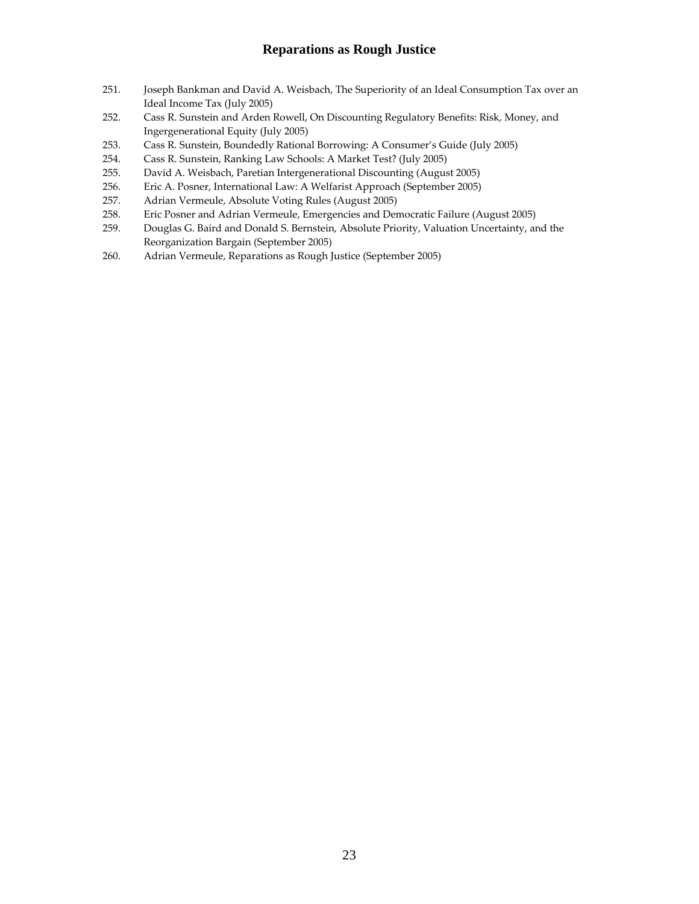251. Joseph Bankman and David A. Weisbach, The Superiority of an Ideal Consumption Tax over an Ideal Income Tax (July 2005)
252. Cass R. Sunstein and Arden Rowell, On Discounting Regulatory Benefits: Risk, Money, and Ingergenerational Equity (July 2005)
253. Cass R. Sunstein, Boundedly Rational Borrowing: A Consumer's Guide (July 2005)
254. Cass R. Sunstein, Ranking Law Schools: A Market Test? (July 2005)
255. David A. Weisbach, Paretian Intergenerational Discounting (August 2005)
256. Eric A. Posner, International Law: A Welfarist Approach (September 2005)
257. Adrian Vermeule, Absolute Voting Rules (August 2005)
258. Eric Posner and Adrian Vermeule, Emergencies and Democratic Failure (August 2005)
259. Douglas G. Baird and Donald S. Bernstein, Absolute Priority, Valuation Uncertainty, and the Reorganization Bargain (September 2005)
260. Adrian Vermeule, Reparations as Rough Justice (September 2005)